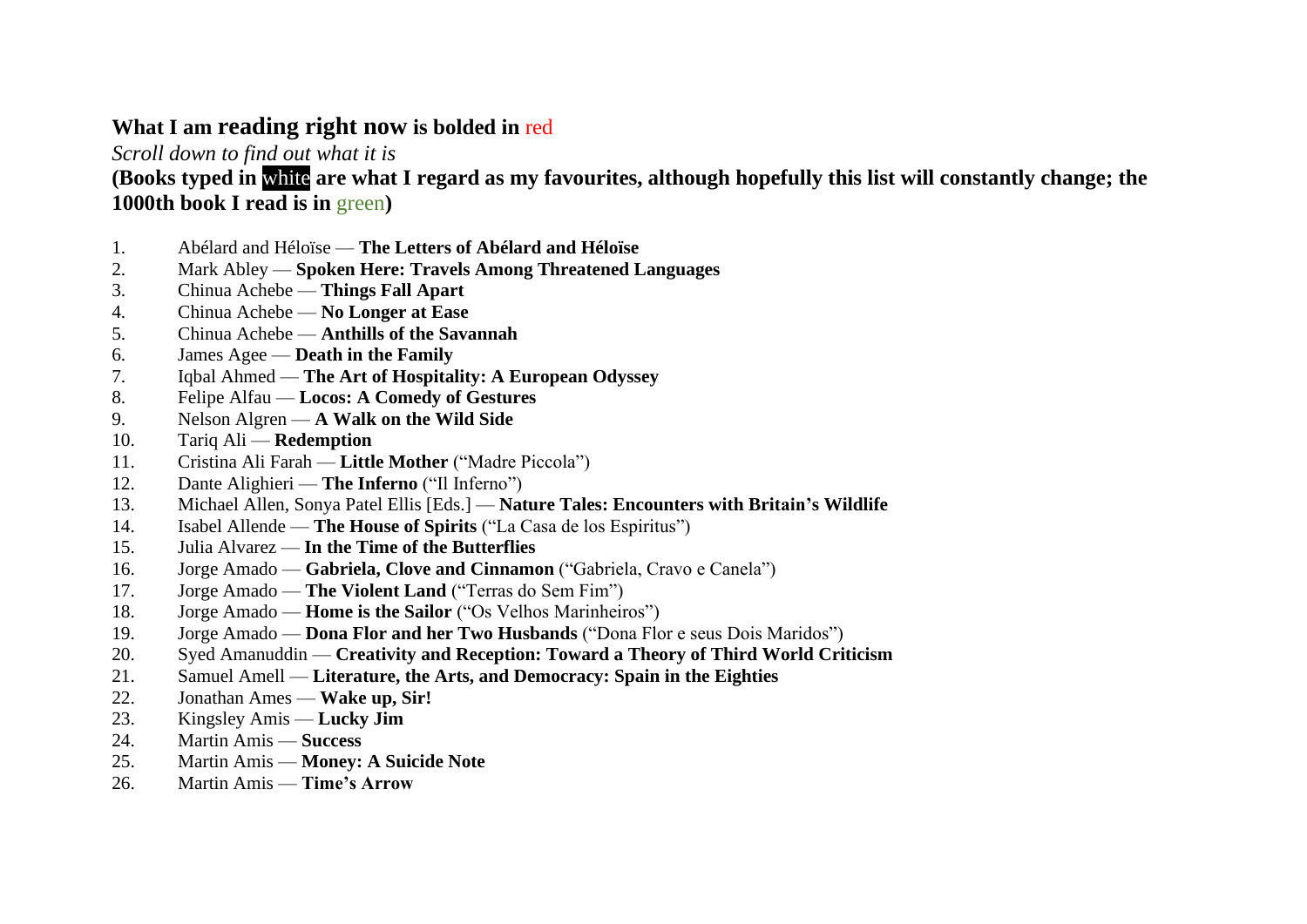**What I am reading right now is bolded in** red

*Scroll down to find out what it is*

**(Books typed in white are what I regard as my favourites, although hopefully this list will constantly change; the 1000th book I read is in** green**)**

1. Abélard and Héloïse — **The Letters of Abélard and Héloïse**
2. Mark Abley — **Spoken Here: Travels Among Threatened Languages**
3. Chinua Achebe — **Things Fall Apart**
4. Chinua Achebe — **No Longer at Ease**
5. Chinua Achebe — **Anthills of the Savannah**
6. James Agee — **Death in the Family**
7. Iqbal Ahmed — **The Art of Hospitality: A European Odyssey**
8. Felipe Alfau — **Locos: A Comedy of Gestures**
9. Nelson Algren — **A Walk on the Wild Side**
10. Tariq Ali — **Redemption**
11. Cristina Ali Farah — **Little Mother** ("Madre Piccola")
12. Dante Alighieri — **The Inferno** ("Il Inferno")
13. Michael Allen, Sonya Patel Ellis [Eds.] — **Nature Tales: Encounters with Britain's Wildlife**
14. Isabel Allende — **The House of Spirits** ("La Casa de los Espiritus")
15. Julia Alvarez — **In the Time of the Butterflies**
16. Jorge Amado — **Gabriela, Clove and Cinnamon** ("Gabriela, Cravo e Canela")
17. Jorge Amado — **The Violent Land** ("Terras do Sem Fim")
18. Jorge Amado — **Home is the Sailor** ("Os Velhos Marinheiros")
19. Jorge Amado — **Dona Flor and her Two Husbands** ("Dona Flor e seus Dois Maridos")
20. Syed Amanuddin — **Creativity and Reception: Toward a Theory of Third World Criticism**
21. Samuel Amell — **Literature, the Arts, and Democracy: Spain in the Eighties**
22. Jonathan Ames — **Wake up, Sir!**
23. Kingsley Amis — **Lucky Jim**
24. Martin Amis — **Success**
25. Martin Amis — **Money: A Suicide Note**
26. Martin Amis — **Time's Arrow**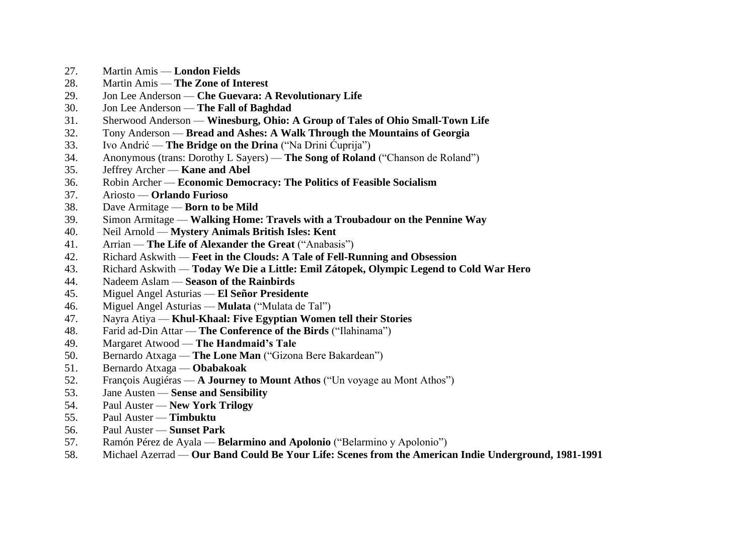27. Martin Amis — **London Fields**
28. Martin Amis — **The Zone of Interest**
29. Jon Lee Anderson — **Che Guevara: A Revolutionary Life**
30. Jon Lee Anderson — **The Fall of Baghdad**
31. Sherwood Anderson — **Winesburg, Ohio: A Group of Tales of Ohio Small-Town Life**
32. Tony Anderson — **Bread and Ashes: A Walk Through the Mountains of Georgia**
33. Ivo Andrić — **The Bridge on the Drina** ("Na Drini Ćuprija")
34. Anonymous (trans: Dorothy L Sayers) — **The Song of Roland** ("Chanson de Roland")
35. Jeffrey Archer — **Kane and Abel**
36. Robin Archer — **Economic Democracy: The Politics of Feasible Socialism**
37. Ariosto — **Orlando Furioso**
38. Dave Armitage — **Born to be Mild**
39. Simon Armitage — **Walking Home: Travels with a Troubadour on the Pennine Way**
40. Neil Arnold — **Mystery Animals British Isles: Kent**
41. Arrian — **The Life of Alexander the Great** ("Anabasis")
42. Richard Askwith — **Feet in the Clouds: A Tale of Fell-Running and Obsession**
43. Richard Askwith — **Today We Die a Little: Emil Zátopek, Olympic Legend to Cold War Hero**
44. Nadeem Aslam — **Season of the Rainbirds**
45. Miguel Angel Asturias — **El Señor Presidente**
46. Miguel Angel Asturias — **Mulata** ("Mulata de Tal")
47. Nayra Atiya — **Khul-Khaal: Five Egyptian Women tell their Stories**
48. Farid ad-Din Attar — **The Conference of the Birds** ("Ilahinama")
49. Margaret Atwood — **The Handmaid's Tale**
50. Bernardo Atxaga — **The Lone Man** ("Gizona Bere Bakardean")
51. Bernardo Atxaga — **Obabakoak**
52. François Augiéras — **A Journey to Mount Athos** ("Un voyage au Mont Athos")
53. Jane Austen — **Sense and Sensibility**
54. Paul Auster — **New York Trilogy**
55. Paul Auster — **Timbuktu**
56. Paul Auster — **Sunset Park**
57. Ramón Pérez de Ayala — **Belarmino and Apolonio** ("Belarmino y Apolonio")
58. Michael Azerrad — **Our Band Could Be Your Life: Scenes from the American Indie Underground, 1981-1991**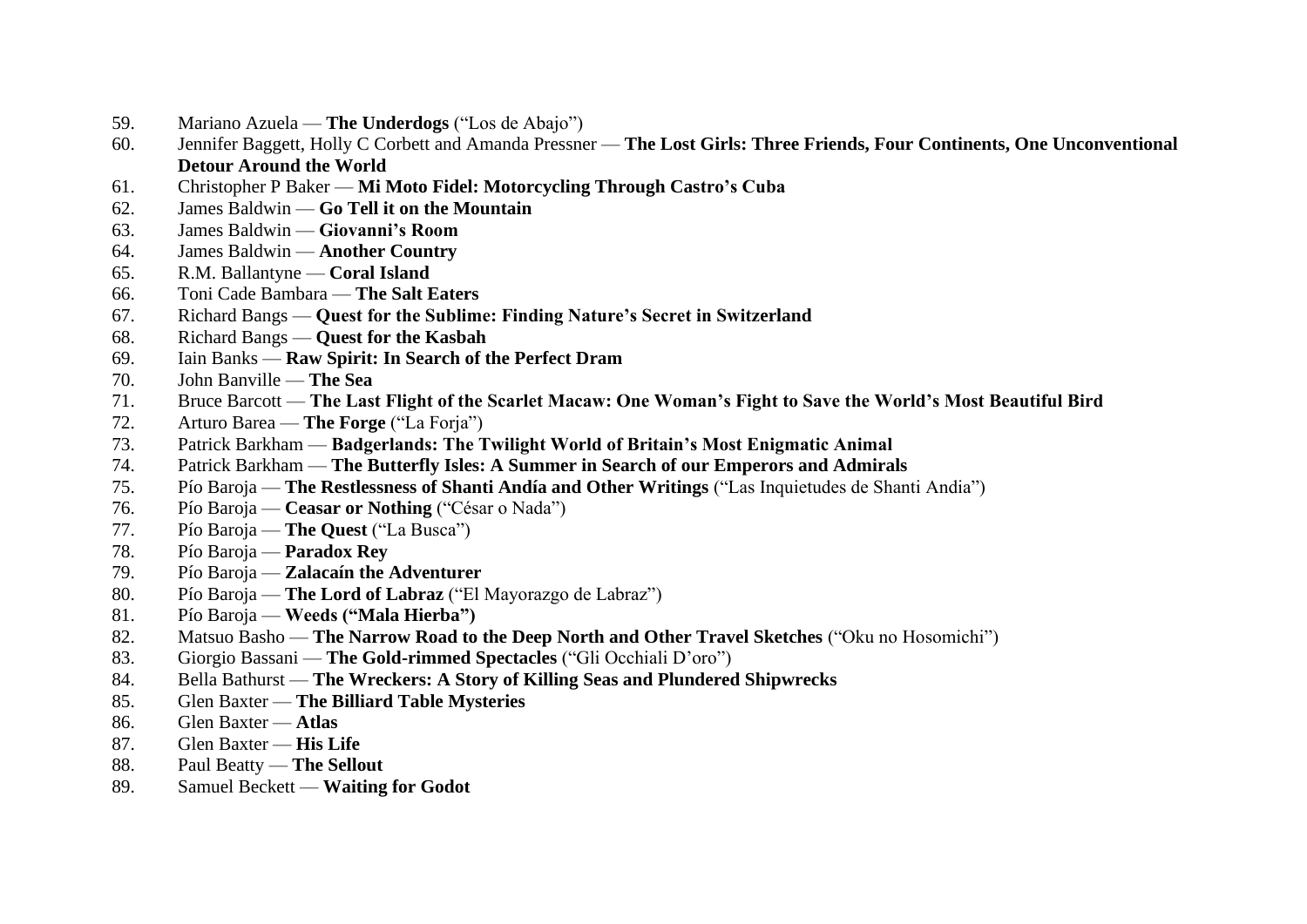59. Mariano Azuela — **The Underdogs** (“Los de Abajo”)
60. Jennifer Baggett, Holly C Corbett and Amanda Pressner — **The Lost Girls: Three Friends, Four Continents, One Unconventional Detour Around the World**
61. Christopher P Baker — **Mi Moto Fidel: Motorcycling Through Castro’s Cuba**
62. James Baldwin — **Go Tell it on the Mountain**
63. James Baldwin — **Giovanni’s Room**
64. James Baldwin — **Another Country**
65. R.M. Ballantyne — **Coral Island**
66. Toni Cade Bambara — **The Salt Eaters**
67. Richard Bangs — **Quest for the Sublime: Finding Nature’s Secret in Switzerland**
68. Richard Bangs — **Quest for the Kasbah**
69. Iain Banks — **Raw Spirit: In Search of the Perfect Dram**
70. John Banville — **The Sea**
71. Bruce Barcott — **The Last Flight of the Scarlet Macaw: One Woman’s Fight to Save the World’s Most Beautiful Bird**
72. Arturo Barea — **The Forge** (“La Forja”)
73. Patrick Barkham — **Badgerlands: The Twilight World of Britain’s Most Enigmatic Animal**
74. Patrick Barkham — **The Butterfly Isles: A Summer in Search of our Emperors and Admirals**
75. Pío Baroja — **The Restlessness of Shanti Andía and Other Writings** (“Las Inquietudes de Shanti Andia”)
76. Pío Baroja — **Ceasar or Nothing** (“César o Nada”)
77. Pío Baroja — **The Quest** (“La Busca”)
78. Pío Baroja — **Paradox Rey**
79. Pío Baroja — **Zalacaín the Adventurer**
80. Pío Baroja — **The Lord of Labraz** (“El Mayorazgo de Labraz”)
81. Pío Baroja — **Weeds (“Mala Hierba”)**
82. Matsuo Basho — **The Narrow Road to the Deep North and Other Travel Sketches** (“Oku no Hosomichi”)
83. Giorgio Bassani — **The Gold-rimmed Spectacles** (“Gli Occhiali D’oro”)
84. Bella Bathurst — **The Wreckers: A Story of Killing Seas and Plundered Shipwrecks**
85. Glen Baxter — **The Billiard Table Mysteries**
86. Glen Baxter — **Atlas**
87. Glen Baxter — **His Life**
88. Paul Beatty — **The Sellout**
89. Samuel Beckett — **Waiting for Godot**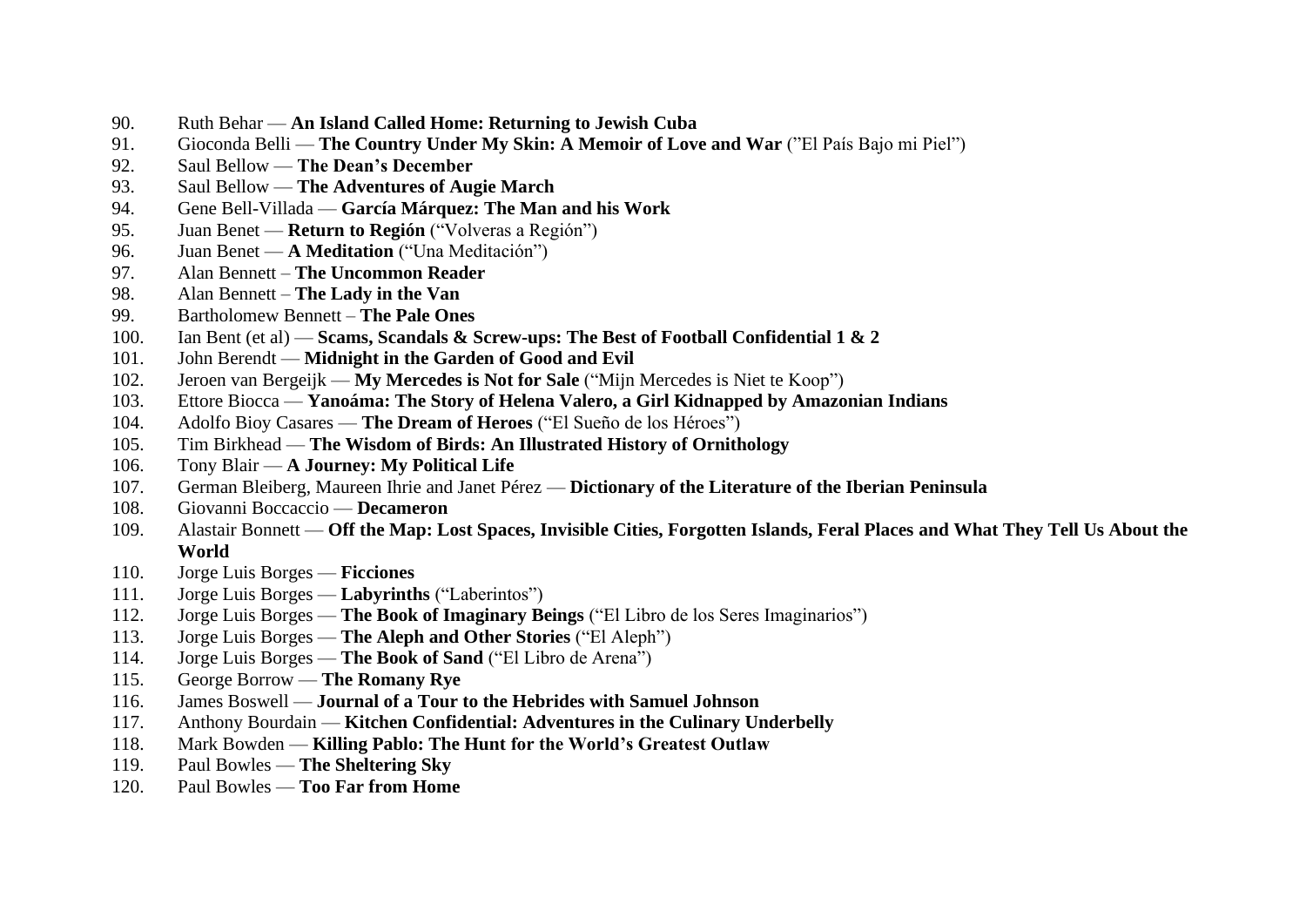90. Ruth Behar — **An Island Called Home: Returning to Jewish Cuba**
91. Gioconda Belli — **The Country Under My Skin: A Memoir of Love and War** (”El País Bajo mi Piel”)
92. Saul Bellow — **The Dean’s December**
93. Saul Bellow — **The Adventures of Augie March**
94. Gene Bell-Villada — **García Márquez: The Man and his Work**
95. Juan Benet — **Return to Región** (“Volveras a Región”)
96. Juan Benet — **A Meditation** (“Una Meditación”)
97. Alan Bennett – **The Uncommon Reader**
98. Alan Bennett – **The Lady in the Van**
99. Bartholomew Bennett – **The Pale Ones**
100. Ian Bent (et al) — **Scams, Scandals & Screw-ups: The Best of Football Confidential 1 & 2**
101. John Berendt — **Midnight in the Garden of Good and Evil**
102. Jeroen van Bergeijk — **My Mercedes is Not for Sale** (“Mijn Mercedes is Niet te Koop”)
103. Ettore Biocca — **Yanoáma: The Story of Helena Valero, a Girl Kidnapped by Amazonian Indians**
104. Adolfo Bioy Casares — **The Dream of Heroes** (“El Sueño de los Héroes”)
105. Tim Birkhead — **The Wisdom of Birds: An Illustrated History of Ornithology**
106. Tony Blair — **A Journey: My Political Life**
107. German Bleiberg, Maureen Ihrie and Janet Pérez — **Dictionary of the Literature of the Iberian Peninsula**
108. Giovanni Boccaccio — **Decameron**
109. Alastair Bonnett — **Off the Map: Lost Spaces, Invisible Cities, Forgotten Islands, Feral Places and What They Tell Us About the World**
110. Jorge Luis Borges — **Ficciones**
111. Jorge Luis Borges — **Labyrinths** (“Laberintos”)
112. Jorge Luis Borges — **The Book of Imaginary Beings** (“El Libro de los Seres Imaginarios”)
113. Jorge Luis Borges — **The Aleph and Other Stories** (“El Aleph”)
114. Jorge Luis Borges — **The Book of Sand** (“El Libro de Arena”)
115. George Borrow — **The Romany Rye**
116. James Boswell — **Journal of a Tour to the Hebrides with Samuel Johnson**
117. Anthony Bourdain — **Kitchen Confidential: Adventures in the Culinary Underbelly**
118. Mark Bowden — **Killing Pablo: The Hunt for the World’s Greatest Outlaw**
119. Paul Bowles — **The Sheltering Sky**
120. Paul Bowles — **Too Far from Home**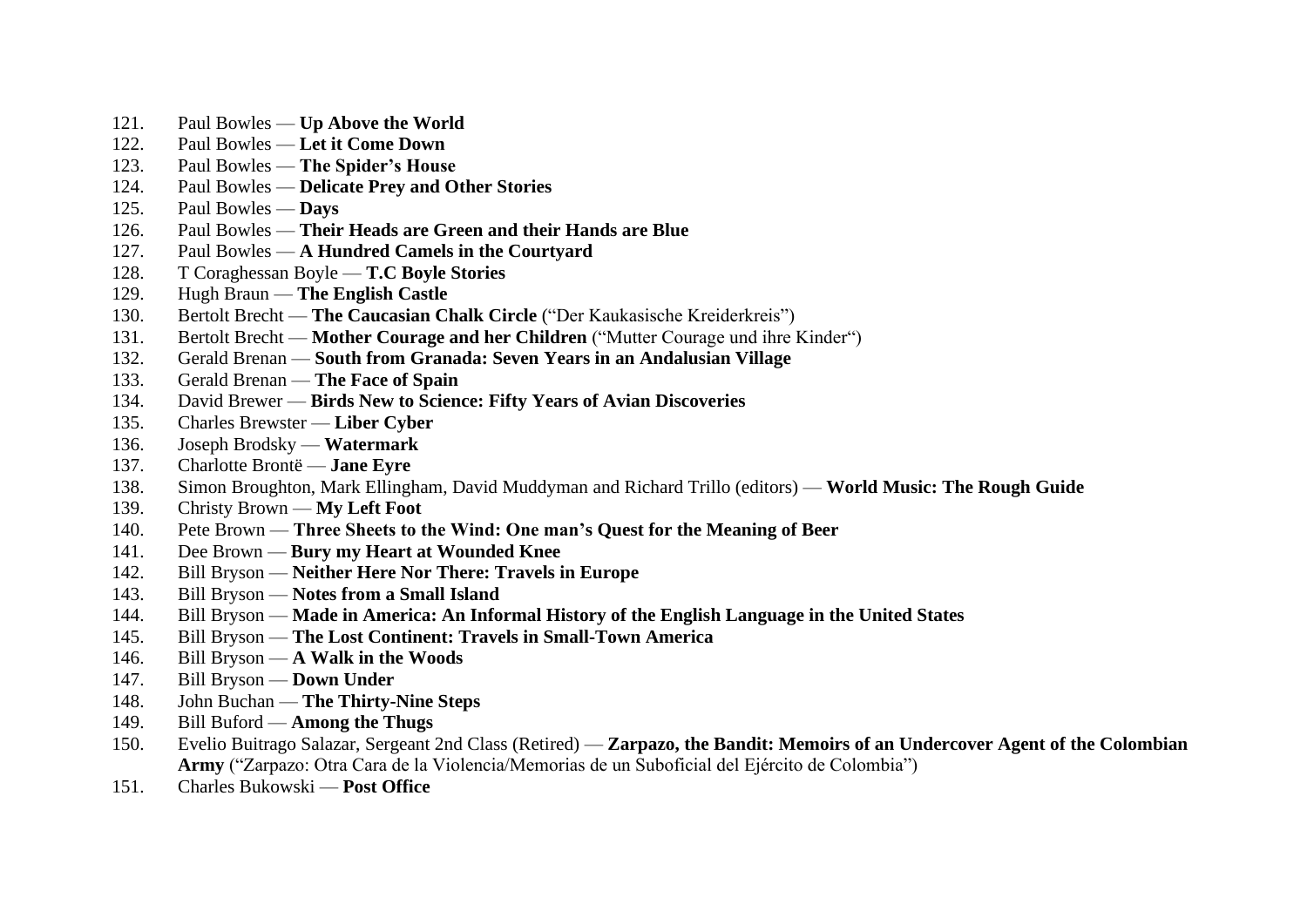121. Paul Bowles — **Up Above the World**
122. Paul Bowles — **Let it Come Down**
123. Paul Bowles — **The Spider's House**
124. Paul Bowles — **Delicate Prey and Other Stories**
125. Paul Bowles — **Days**
126. Paul Bowles — **Their Heads are Green and their Hands are Blue**
127. Paul Bowles — **A Hundred Camels in the Courtyard**
128. T Coraghessan Boyle — **T.C Boyle Stories**
129. Hugh Braun — **The English Castle**
130. Bertolt Brecht — **The Caucasian Chalk Circle** ("Der Kaukasische Kreiderkreis")
131. Bertolt Brecht — **Mother Courage and her Children** ("Mutter Courage und ihre Kinder")
132. Gerald Brenan — **South from Granada: Seven Years in an Andalusian Village**
133. Gerald Brenan — **The Face of Spain**
134. David Brewer — **Birds New to Science: Fifty Years of Avian Discoveries**
135. Charles Brewster — **Liber Cyber**
136. Joseph Brodsky — **Watermark**
137. Charlotte Brontë — **Jane Eyre**
138. Simon Broughton, Mark Ellingham, David Muddyman and Richard Trillo (editors) — **World Music: The Rough Guide**
139. Christy Brown — **My Left Foot**
140. Pete Brown — **Three Sheets to the Wind: One man's Quest for the Meaning of Beer**
141. Dee Brown — **Bury my Heart at Wounded Knee**
142. Bill Bryson — **Neither Here Nor There: Travels in Europe**
143. Bill Bryson — **Notes from a Small Island**
144. Bill Bryson — **Made in America: An Informal History of the English Language in the United States**
145. Bill Bryson — **The Lost Continent: Travels in Small-Town America**
146. Bill Bryson — **A Walk in the Woods**
147. Bill Bryson — **Down Under**
148. John Buchan — **The Thirty-Nine Steps**
149. Bill Buford — **Among the Thugs**
150. Evelio Buitrago Salazar, Sergeant 2nd Class (Retired) — **Zarpazo, the Bandit: Memoirs of an Undercover Agent of the Colombian Army** ("Zarpazo: Otra Cara de la Violencia/Memorias de un Suboficial del Ejército de Colombia")
151. Charles Bukowski — **Post Office**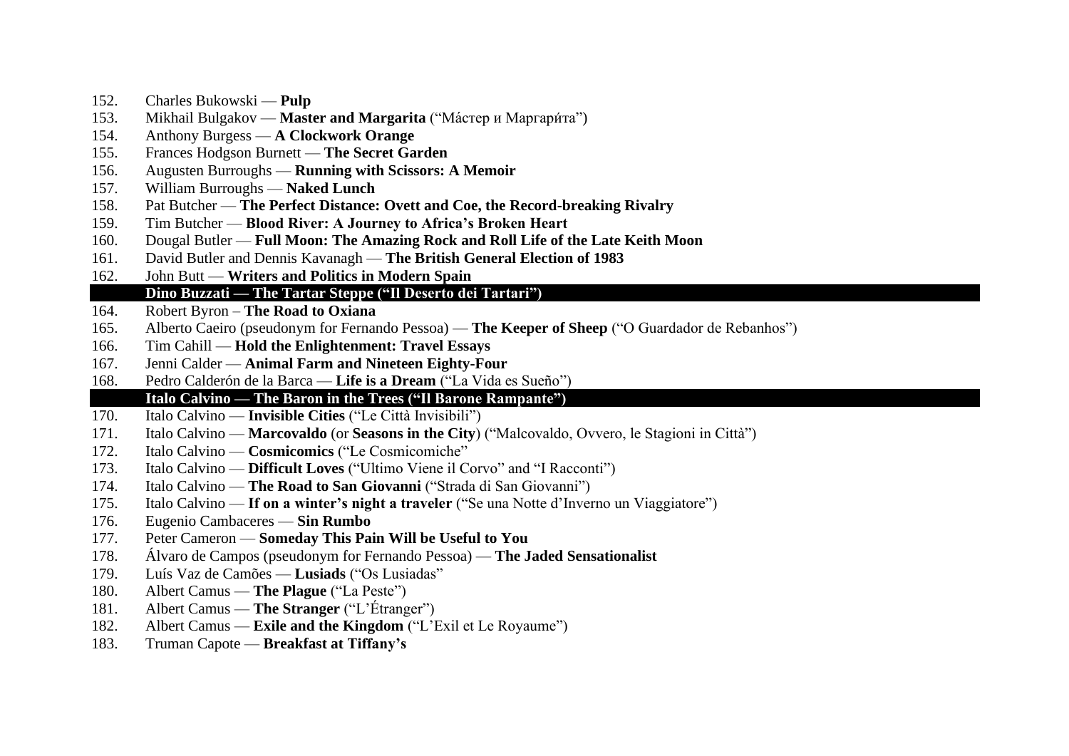152. Charles Bukowski — **Pulp**
153. Mikhail Bulgakov — **Master and Margarita** (“Ма́стер и Маргари́та”)
154. Anthony Burgess — **A Clockwork Orange**
155. Frances Hodgson Burnett — **The Secret Garden**
156. Augusten Burroughs — **Running with Scissors: A Memoir**
157. William Burroughs — **Naked Lunch**
158. Pat Butcher — **The Perfect Distance: Ovett and Coe, the Record-breaking Rivalry**
159. Tim Butcher — **Blood River: A Journey to Africa’s Broken Heart**
160. Dougal Butler — **Full Moon: The Amazing Rock and Roll Life of the Late Keith Moon**
161. David Butler and Dennis Kavanagh — **The British General Election of 1983**
162. John Butt — **Writers and Politics in Modern Spain**
163. **Dino Buzzati — The Tartar Steppe (“Il Deserto dei Tartari”)**
164. Robert Byron – **The Road to Oxiana**
165. Alberto Caeiro (pseudonym for Fernando Pessoa) — **The Keeper of Sheep** (“O Guardador de Rebanhos”)
166. Tim Cahill — **Hold the Enlightenment: Travel Essays**
167. Jenni Calder — **Animal Farm and Nineteen Eighty-Four**
168. Pedro Calderón de la Barca — **Life is a Dream** (“La Vida es Sueño”)
169. **Italo Calvino — The Baron in the Trees (“Il Barone Rampante”)**
170. Italo Calvino — **Invisible Cities** (“Le Città Invisibili”)
171. Italo Calvino — **Marcovaldo** (or **Seasons in the City**) (“Malcovaldo, Ovvero, le Stagioni in Città”)
172. Italo Calvino — **Cosmicomics** (“Le Cosmicomiche”
173. Italo Calvino — **Difficult Loves** (“Ultimo Viene il Corvo” and “I Racconti”)
174. Italo Calvino — **The Road to San Giovanni** (“Strada di San Giovanni”)
175. Italo Calvino — **If on a winter’s night a traveler** (“Se una Notte d’Inverno un Viaggiatore”)
176. Eugenio Cambaceres — **Sin Rumbo**
177. Peter Cameron — **Someday This Pain Will be Useful to You**
178. Álvaro de Campos (pseudonym for Fernando Pessoa) — **The Jaded Sensationalist**
179. Luís Vaz de Camões — **Lusiads** (“Os Lusiadas”
180. Albert Camus — **The Plague** (“La Peste”)
181. Albert Camus — **The Stranger** (“L’Étranger”)
182. Albert Camus — **Exile and the Kingdom** (“L’Exil et Le Royaume”)
183. Truman Capote — **Breakfast at Tiffany’s**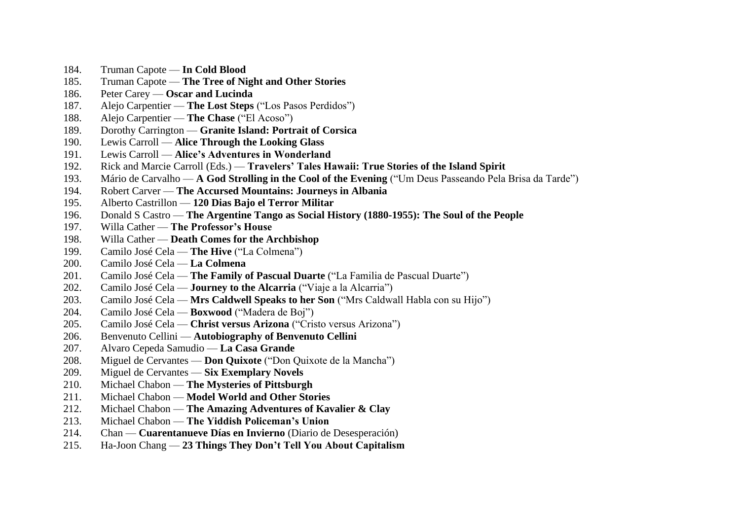184. Truman Capote — **In Cold Blood**
185. Truman Capote — **The Tree of Night and Other Stories**
186. Peter Carey — **Oscar and Lucinda**
187. Alejo Carpentier — **The Lost Steps** ("Los Pasos Perdidos")
188. Alejo Carpentier — **The Chase** ("El Acoso")
189. Dorothy Carrington — **Granite Island: Portrait of Corsica**
190. Lewis Carroll — **Alice Through the Looking Glass**
191. Lewis Carroll — **Alice's Adventures in Wonderland**
192. Rick and Marcie Carroll (Eds.) — **Travelers' Tales Hawaii: True Stories of the Island Spirit**
193. Mário de Carvalho — **A God Strolling in the Cool of the Evening** ("Um Deus Passeando Pela Brisa da Tarde")
194. Robert Carver — **The Accursed Mountains: Journeys in Albania**
195. Alberto Castrillon — **120 Dias Bajo el Terror Militar**
196. Donald S Castro — **The Argentine Tango as Social History (1880-1955): The Soul of the People**
197. Willa Cather — **The Professor's House**
198. Willa Cather — **Death Comes for the Archbishop**
199. Camilo José Cela — **The Hive** ("La Colmena")
200. Camilo José Cela — **La Colmena**
201. Camilo José Cela — **The Family of Pascual Duarte** ("La Familia de Pascual Duarte")
202. Camilo José Cela — **Journey to the Alcarria** ("Viaje a la Alcarria")
203. Camilo José Cela — **Mrs Caldwell Speaks to her Son** ("Mrs Caldwall Habla con su Hijo")
204. Camilo José Cela — **Boxwood** ("Madera de Boj")
205. Camilo José Cela — **Christ versus Arizona** ("Cristo versus Arizona")
206. Benvenuto Cellini — **Autobiography of Benvenuto Cellini**
207. Alvaro Cepeda Samudio — **La Casa Grande**
208. Miguel de Cervantes — **Don Quixote** ("Don Quixote de la Mancha")
209. Miguel de Cervantes — **Six Exemplary Novels**
210. Michael Chabon — **The Mysteries of Pittsburgh**
211. Michael Chabon — **Model World and Other Stories**
212. Michael Chabon — **The Amazing Adventures of Kavalier & Clay**
213. Michael Chabon — **The Yiddish Policeman's Union**
214. Chan — **Cuarentanueve Días en Invierno** (Diario de Desesperación)
215. Ha-Joon Chang — **23 Things They Don't Tell You About Capitalism**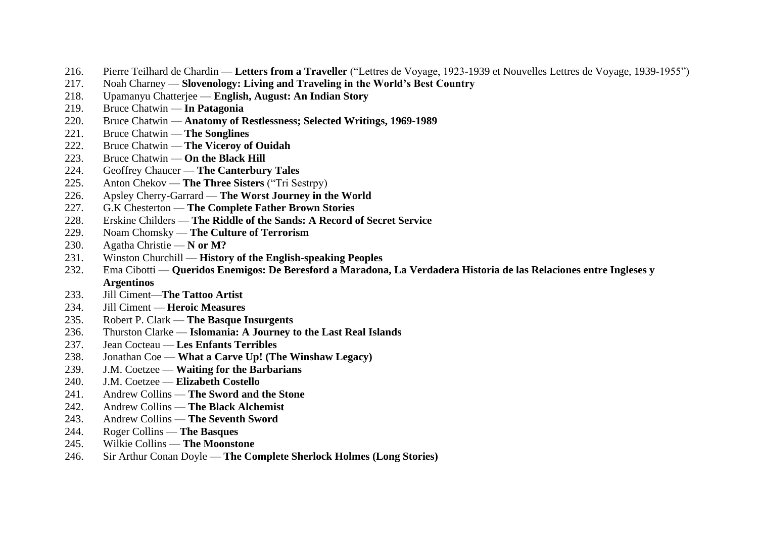216. Pierre Teilhard de Chardin — **Letters from a Traveller** ("Lettres de Voyage, 1923-1939 et Nouvelles Lettres de Voyage, 1939-1955")
217. Noah Charney — **Slovenology: Living and Traveling in the World's Best Country**
218. Upamanyu Chatterjee — **English, August: An Indian Story**
219. Bruce Chatwin — **In Patagonia**
220. Bruce Chatwin — **Anatomy of Restlessness; Selected Writings, 1969-1989**
221. Bruce Chatwin — **The Songlines**
222. Bruce Chatwin — **The Viceroy of Ouidah**
223. Bruce Chatwin — **On the Black Hill**
224. Geoffrey Chaucer — **The Canterbury Tales**
225. Anton Chekov — **The Three Sisters** ("Tri Sestrpy)
226. Apsley Cherry-Garrard — **The Worst Journey in the World**
227. G.K Chesterton — **The Complete Father Brown Stories**
228. Erskine Childers — **The Riddle of the Sands: A Record of Secret Service**
229. Noam Chomsky — **The Culture of Terrorism**
230. Agatha Christie — **N or M?**
231. Winston Churchill — **History of the English-speaking Peoples**
232. Ema Cibotti — **Queridos Enemigos: De Beresford a Maradona, La Verdadera Historia de las Relaciones entre Ingleses y Argentinos**
233. Jill Ciment—**The Tattoo Artist**
234. Jill Ciment — **Heroic Measures**
235. Robert P. Clark — **The Basque Insurgents**
236. Thurston Clarke — **Islomania: A Journey to the Last Real Islands**
237. Jean Cocteau — **Les Enfants Terribles**
238. Jonathan Coe — **What a Carve Up! (The Winshaw Legacy)**
239. J.M. Coetzee — **Waiting for the Barbarians**
240. J.M. Coetzee — **Elizabeth Costello**
241. Andrew Collins — **The Sword and the Stone**
242. Andrew Collins — **The Black Alchemist**
243. Andrew Collins — **The Seventh Sword**
244. Roger Collins — **The Basques**
245. Wilkie Collins — **The Moonstone**
246. Sir Arthur Conan Doyle — **The Complete Sherlock Holmes (Long Stories)**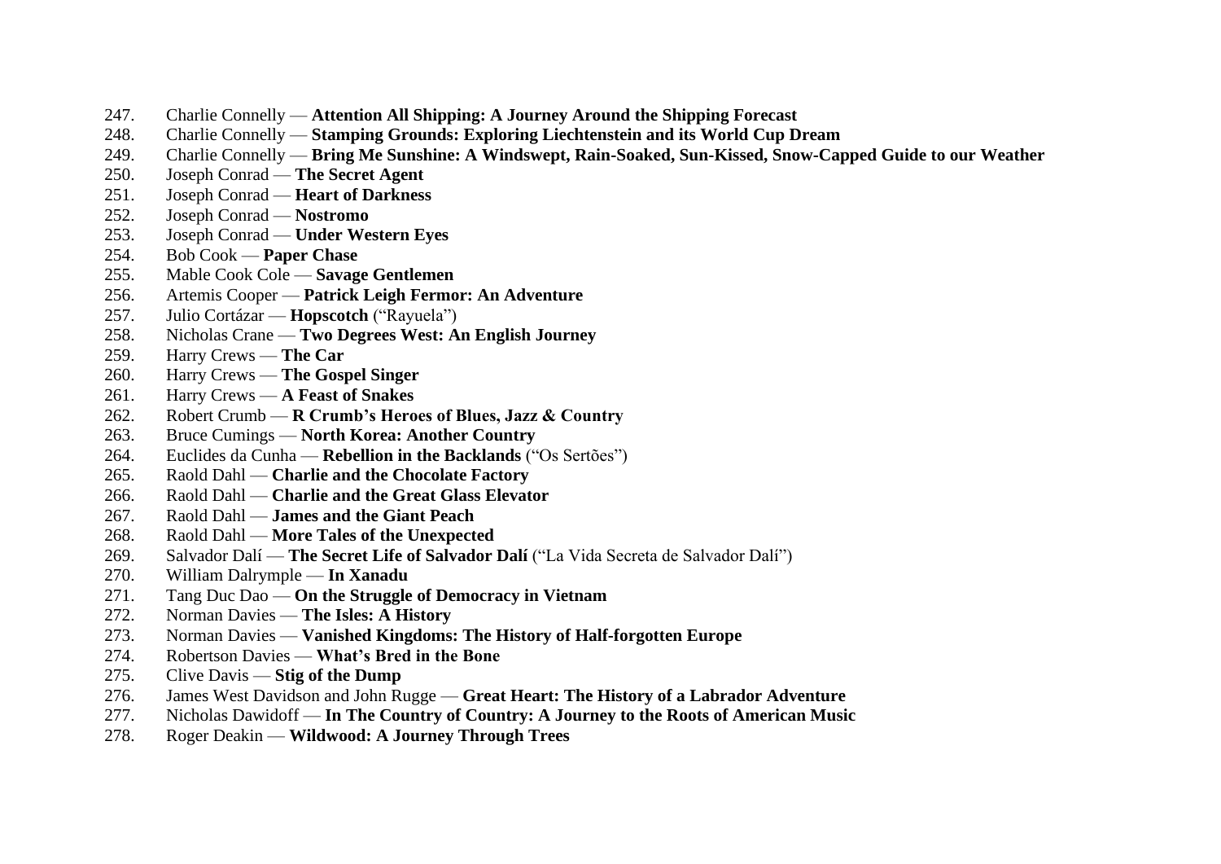247. Charlie Connelly — **Attention All Shipping: A Journey Around the Shipping Forecast**
248. Charlie Connelly — **Stamping Grounds: Exploring Liechtenstein and its World Cup Dream**
249. Charlie Connelly — **Bring Me Sunshine: A Windswept, Rain-Soaked, Sun-Kissed, Snow-Capped Guide to our Weather**
250. Joseph Conrad — **The Secret Agent**
251. Joseph Conrad — **Heart of Darkness**
252. Joseph Conrad — **Nostromo**
253. Joseph Conrad — **Under Western Eyes**
254. Bob Cook — **Paper Chase**
255. Mable Cook Cole — **Savage Gentlemen**
256. Artemis Cooper — **Patrick Leigh Fermor: An Adventure**
257. Julio Cortázar — **Hopscotch** ("Rayuela")
258. Nicholas Crane — **Two Degrees West: An English Journey**
259. Harry Crews — **The Car**
260. Harry Crews — **The Gospel Singer**
261. Harry Crews — **A Feast of Snakes**
262. Robert Crumb — **R Crumb's Heroes of Blues, Jazz & Country**
263. Bruce Cumings — **North Korea: Another Country**
264. Euclides da Cunha — **Rebellion in the Backlands** ("Os Sertões")
265. Raold Dahl — **Charlie and the Chocolate Factory**
266. Raold Dahl — **Charlie and the Great Glass Elevator**
267. Raold Dahl — **James and the Giant Peach**
268. Raold Dahl — **More Tales of the Unexpected**
269. Salvador Dalí — **The Secret Life of Salvador Dalí** ("La Vida Secreta de Salvador Dalí")
270. William Dalrymple — **In Xanadu**
271. Tang Duc Dao — **On the Struggle of Democracy in Vietnam**
272. Norman Davies — **The Isles: A History**
273. Norman Davies — **Vanished Kingdoms: The History of Half-forgotten Europe**
274. Robertson Davies — **What's Bred in the Bone**
275. Clive Davis — **Stig of the Dump**
276. James West Davidson and John Rugge — **Great Heart: The History of a Labrador Adventure**
277. Nicholas Dawidoff — **In The Country of Country: A Journey to the Roots of American Music**
278. Roger Deakin — **Wildwood: A Journey Through Trees**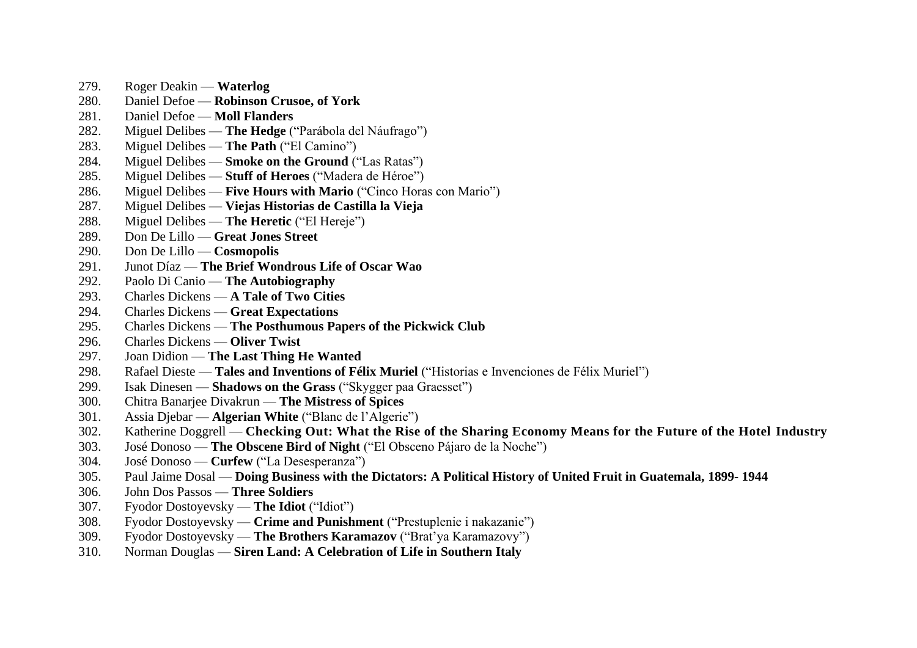279. Roger Deakin — **Waterlog**
280. Daniel Defoe — **Robinson Crusoe, of York**
281. Daniel Defoe — **Moll Flanders**
282. Miguel Delibes — **The Hedge** (“Parábola del Náufrago”)
283. Miguel Delibes — **The Path** (“El Camino”)
284. Miguel Delibes — **Smoke on the Ground** (“Las Ratas”)
285. Miguel Delibes — **Stuff of Heroes** (“Madera de Héroe”)
286. Miguel Delibes — **Five Hours with Mario** (“Cinco Horas con Mario”)
287. Miguel Delibes — **Viejas Historias de Castilla la Vieja**
288. Miguel Delibes — **The Heretic** (“El Hereje”)
289. Don De Lillo — **Great Jones Street**
290. Don De Lillo — **Cosmopolis**
291. Junot Díaz — **The Brief Wondrous Life of Oscar Wao**
292. Paolo Di Canio — **The Autobiography**
293. Charles Dickens — **A Tale of Two Cities**
294. Charles Dickens — **Great Expectations**
295. Charles Dickens — **The Posthumous Papers of the Pickwick Club**
296. Charles Dickens — **Oliver Twist**
297. Joan Didion — **The Last Thing He Wanted**
298. Rafael Dieste — **Tales and Inventions of Félix Muriel** (“Historias e Invenciones de Félix Muriel”)
299. Isak Dinesen — **Shadows on the Grass** (“Skygger paa Graesset”)
300. Chitra Banarjee Divakrun — **The Mistress of Spices**
301. Assia Djebar — **Algerian White** (“Blanc de l’Algerie”)
302. Katherine Doggrell — **Checking Out: What the Rise of the Sharing Economy Means for the Future of the Hotel Industry**
303. José Donoso — **The Obscene Bird of Night** (“El Obsceno Pájaro de la Noche”)
304. José Donoso — **Curfew** (“La Desesperanza”)
305. Paul Jaime Dosal — **Doing Business with the Dictators: A Political History of United Fruit in Guatemala, 1899- 1944**
306. John Dos Passos — **Three Soldiers**
307. Fyodor Dostoyevsky — **The Idiot** (“Idiot”)
308. Fyodor Dostoyevsky — **Crime and Punishment** (“Prestuplenie i nakazanie”)
309. Fyodor Dostoyevsky — **The Brothers Karamazov** (“Brat’ya Karamazovy”)
310. Norman Douglas — **Siren Land: A Celebration of Life in Southern Italy**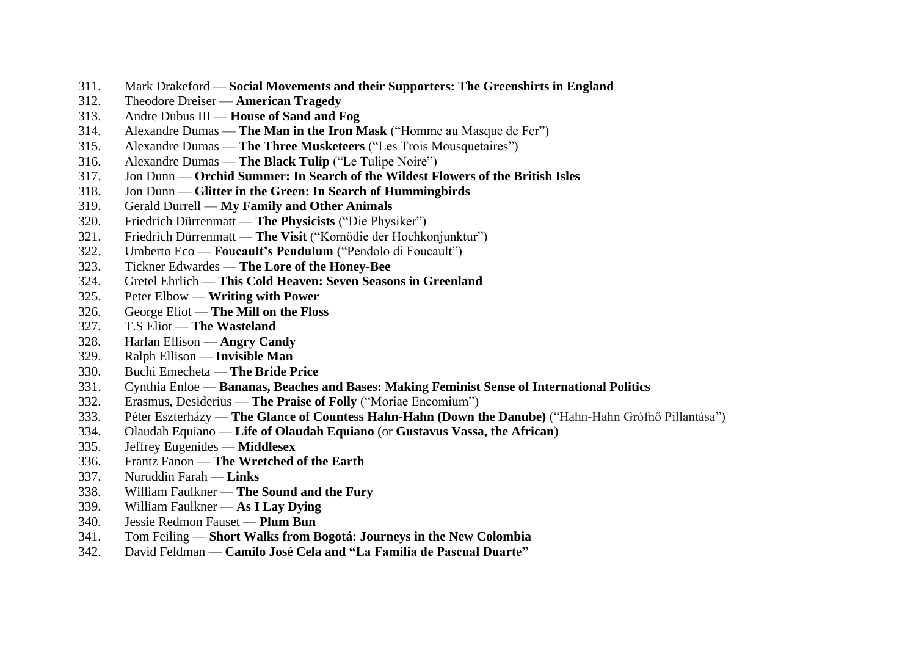311. Mark Drakeford — **Social Movements and their Supporters: The Greenshirts in England**
312. Theodore Dreiser — **American Tragedy**
313. Andre Dubus III — **House of Sand and Fog**
314. Alexandre Dumas — **The Man in the Iron Mask** (“Homme au Masque de Fer”)
315. Alexandre Dumas — **The Three Musketeers** (“Les Trois Mousquetaires”)
316. Alexandre Dumas — **The Black Tulip** (“Le Tulipe Noire”)
317. Jon Dunn — **Orchid Summer: In Search of the Wildest Flowers of the British Isles**
318. Jon Dunn — **Glitter in the Green: In Search of Hummingbirds**
319. Gerald Durrell — **My Family and Other Animals**
320. Friedrich Dürrenmatt — **The Physicists** (“Die Physiker”)
321. Friedrich Dürrenmatt — **The Visit** (“Komödie der Hochkonjunktur”)
322. Umberto Eco — **Foucault’s Pendulum** (“Pendolo di Foucault”)
323. Tickner Edwardes — **The Lore of the Honey-Bee**
324. Gretel Ehrlich — **This Cold Heaven: Seven Seasons in Greenland**
325. Peter Elbow — **Writing with Power**
326. George Eliot — **The Mill on the Floss**
327. T.S Eliot — **The Wasteland**
328. Harlan Ellison — **Angry Candy**
329. Ralph Ellison — **Invisible Man**
330. Buchi Emecheta — **The Bride Price**
331. Cynthia Enloe — **Bananas, Beaches and Bases: Making Feminist Sense of International Politics**
332. Erasmus, Desiderius — **The Praise of Folly** (“Moriae Encomium”)
333. Péter Eszterházy — **The Glance of Countess Hahn-Hahn (Down the Danube)** (“Hahn-Hahn Grófnő Pillantása”)
334. Olaudah Equiano — **Life of Olaudah Equiano** (or **Gustavus Vassa, the African**)
335. Jeffrey Eugenides — **Middlesex**
336. Frantz Fanon — **The Wretched of the Earth**
337. Nuruddin Farah — **Links**
338. William Faulkner — **The Sound and the Fury**
339. William Faulkner — **As I Lay Dying**
340. Jessie Redmon Fauset — **Plum Bun**
341. Tom Feiling — **Short Walks from Bogotá: Journeys in the New Colombia**
342. David Feldman — **Camilo José Cela and “La Familia de Pascual Duarte”**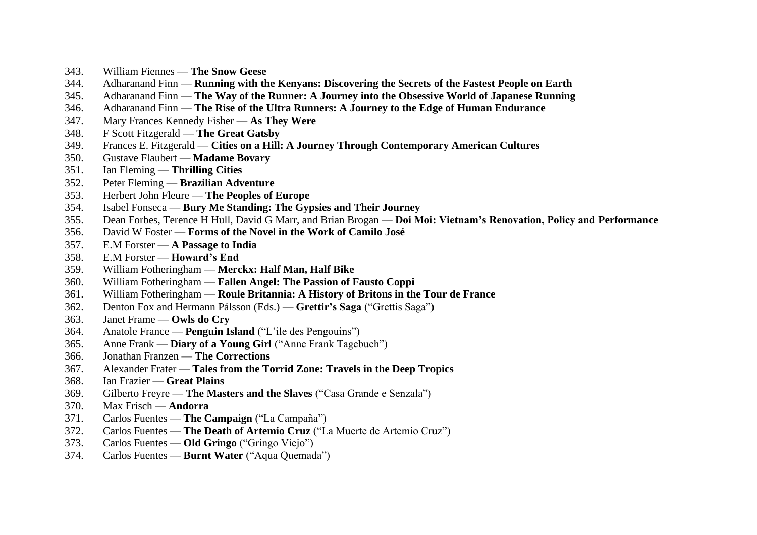343. William Fiennes — **The Snow Geese**
344. Adharanand Finn — **Running with the Kenyans: Discovering the Secrets of the Fastest People on Earth**
345. Adharanand Finn — **The Way of the Runner: A Journey into the Obsessive World of Japanese Running**
346. Adharanand Finn — **The Rise of the Ultra Runners: A Journey to the Edge of Human Endurance**
347. Mary Frances Kennedy Fisher — **As They Were**
348. F Scott Fitzgerald — **The Great Gatsby**
349. Frances E. Fitzgerald — **Cities on a Hill: A Journey Through Contemporary American Cultures**
350. Gustave Flaubert — **Madame Bovary**
351. Ian Fleming — **Thrilling Cities**
352. Peter Fleming — **Brazilian Adventure**
353. Herbert John Fleure — **The Peoples of Europe**
354. Isabel Fonseca — **Bury Me Standing: The Gypsies and Their Journey**
355. Dean Forbes, Terence H Hull, David G Marr, and Brian Brogan — **Doi Moi: Vietnam's Renovation, Policy and Performance**
356. David W Foster — **Forms of the Novel in the Work of Camilo José**
357. E.M Forster — **A Passage to India**
358. E.M Forster — **Howard's End**
359. William Fotheringham — **Merckx: Half Man, Half Bike**
360. William Fotheringham — **Fallen Angel: The Passion of Fausto Coppi**
361. William Fotheringham — **Roule Britannia: A History of Britons in the Tour de France**
362. Denton Fox and Hermann Pálsson (Eds.) — **Grettir's Saga** ("Grettis Saga")
363. Janet Frame — **Owls do Cry**
364. Anatole France — **Penguin Island** ("L'ile des Pengouins")
365. Anne Frank — **Diary of a Young Girl** ("Anne Frank Tagebuch")
366. Jonathan Franzen — **The Corrections**
367. Alexander Frater — **Tales from the Torrid Zone: Travels in the Deep Tropics**
368. Ian Frazier — **Great Plains**
369. Gilberto Freyre — **The Masters and the Slaves** ("Casa Grande e Senzala")
370. Max Frisch — **Andorra**
371. Carlos Fuentes — **The Campaign** ("La Campaña")
372. Carlos Fuentes — **The Death of Artemio Cruz** ("La Muerte de Artemio Cruz")
373. Carlos Fuentes — **Old Gringo** ("Gringo Viejo")
374. Carlos Fuentes — **Burnt Water** ("Aqua Quemada")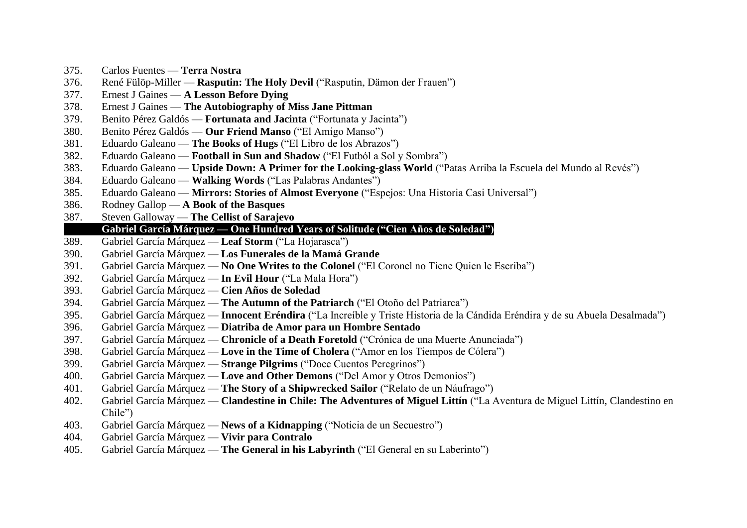375. Carlos Fuentes — **Terra Nostra**
376. René Fülöp-Miller — **Rasputin: The Holy Devil** ("Rasputin, Dämon der Frauen")
377. Ernest J Gaines — **A Lesson Before Dying**
378. Ernest J Gaines — **The Autobiography of Miss Jane Pittman**
379. Benito Pérez Galdós — **Fortunata and Jacinta** ("Fortunata y Jacinta")
380. Benito Pérez Galdós — **Our Friend Manso** ("El Amigo Manso")
381. Eduardo Galeano — **The Books of Hugs** ("El Libro de los Abrazos")
382. Eduardo Galeano — **Football in Sun and Shadow** ("El Futból a Sol y Sombra")
383. Eduardo Galeano — **Upside Down: A Primer for the Looking-glass World** ("Patas Arriba la Escuela del Mundo al Revés")
384. Eduardo Galeano — **Walking Words** ("Las Palabras Andantes")
385. Eduardo Galeano — **Mirrors: Stories of Almost Everyone** ("Espejos: Una Historia Casi Universal")
386. Rodney Gallop — **A Book of the Basques**
387. Steven Galloway — **The Cellist of Sarajevo**
388. **Gabriel García Márquez — One Hundred Years of Solitude ("Cien Años de Soledad")**
389. Gabriel García Márquez — **Leaf Storm** ("La Hojarasca")
390. Gabriel García Márquez — **Los Funerales de la Mamá Grande**
391. Gabriel García Márquez — **No One Writes to the Colonel** ("El Coronel no Tiene Quien le Escriba")
392. Gabriel García Márquez — **In Evil Hour** ("La Mala Hora")
393. Gabriel García Márquez — **Cien Años de Soledad**
394. Gabriel García Márquez — **The Autumn of the Patriarch** ("El Otoño del Patriarca")
395. Gabriel García Márquez — **Innocent Eréndira** ("La Increíble y Triste Historia de la Cándida Eréndira y de su Abuela Desalmada")
396. Gabriel García Márquez — **Diatriba de Amor para un Hombre Sentado**
397. Gabriel García Márquez — **Chronicle of a Death Foretold** ("Crónica de una Muerte Anunciada")
398. Gabriel García Márquez — **Love in the Time of Cholera** ("Amor en los Tiempos de Cólera")
399. Gabriel García Márquez — **Strange Pilgrims** ("Doce Cuentos Peregrinos")
400. Gabriel García Márquez — **Love and Other Demons** ("Del Amor y Otros Demonios")
401. Gabriel García Márquez — **The Story of a Shipwrecked Sailor** ("Relato de un Náufrago")
402. Gabriel García Márquez — **Clandestine in Chile: The Adventures of Miguel Littín** ("La Aventura de Miguel Littín, Clandestino en Chile")
403. Gabriel García Márquez — **News of a Kidnapping** ("Noticia de un Secuestro")
404. Gabriel García Márquez — **Vivir para Contralo**
405. Gabriel García Márquez — **The General in his Labyrinth** ("El General en su Laberinto")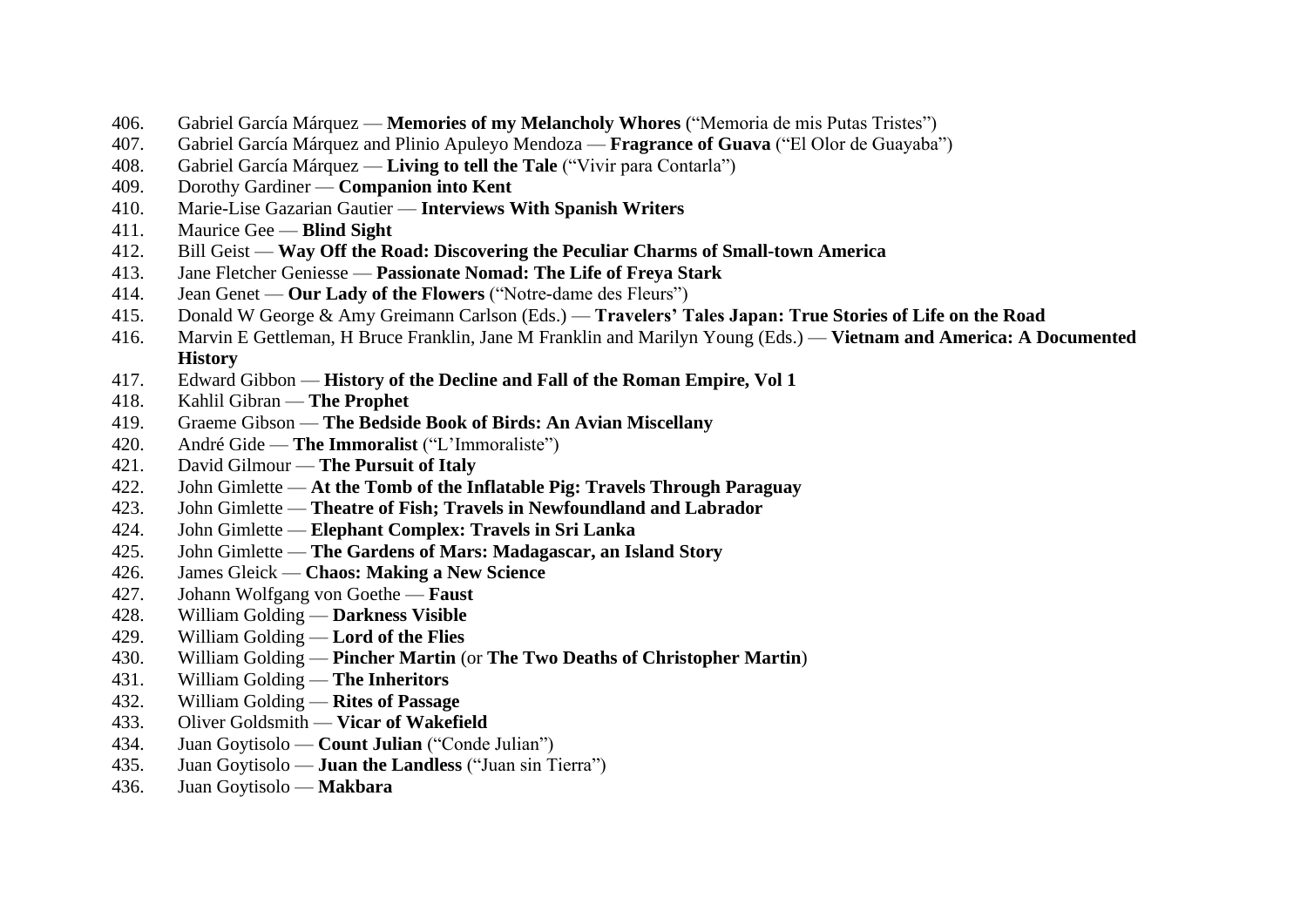406. Gabriel García Márquez — **Memories of my Melancholy Whores** (“Memoria de mis Putas Tristes”)
407. Gabriel García Márquez and Plinio Apuleyo Mendoza — **Fragrance of Guava** (“El Olor de Guayaba”)
408. Gabriel García Márquez — **Living to tell the Tale** (“Vivir para Contarla”)
409. Dorothy Gardiner — **Companion into Kent**
410. Marie-Lise Gazarian Gautier — **Interviews With Spanish Writers**
411. Maurice Gee — **Blind Sight**
412. Bill Geist — **Way Off the Road: Discovering the Peculiar Charms of Small-town America**
413. Jane Fletcher Geniesse — **Passionate Nomad: The Life of Freya Stark**
414. Jean Genet — **Our Lady of the Flowers** (“Notre-dame des Fleurs”)
415. Donald W George & Amy Greimann Carlson (Eds.) — **Travelers’ Tales Japan: True Stories of Life on the Road**
416. Marvin E Gettleman, H Bruce Franklin, Jane M Franklin and Marilyn Young (Eds.) — **Vietnam and America: A Documented History**
417. Edward Gibbon — **History of the Decline and Fall of the Roman Empire, Vol 1**
418. Kahlil Gibran — **The Prophet**
419. Graeme Gibson — **The Bedside Book of Birds: An Avian Miscellany**
420. André Gide — **The Immoralist** (“L’Immoraliste”)
421. David Gilmour — **The Pursuit of Italy**
422. John Gimlette — **At the Tomb of the Inflatable Pig: Travels Through Paraguay**
423. John Gimlette — **Theatre of Fish; Travels in Newfoundland and Labrador**
424. John Gimlette — **Elephant Complex: Travels in Sri Lanka**
425. John Gimlette — **The Gardens of Mars: Madagascar, an Island Story**
426. James Gleick — **Chaos: Making a New Science**
427. Johann Wolfgang von Goethe — **Faust**
428. William Golding — **Darkness Visible**
429. William Golding — **Lord of the Flies**
430. William Golding — **Pincher Martin** (or **The Two Deaths of Christopher Martin**)
431. William Golding — **The Inheritors**
432. William Golding — **Rites of Passage**
433. Oliver Goldsmith — **Vicar of Wakefield**
434. Juan Goytisolo — **Count Julian** (“Conde Julian”)
435. Juan Goytisolo — **Juan the Landless** (“Juan sin Tierra”)
436. Juan Goytisolo — **Makbara**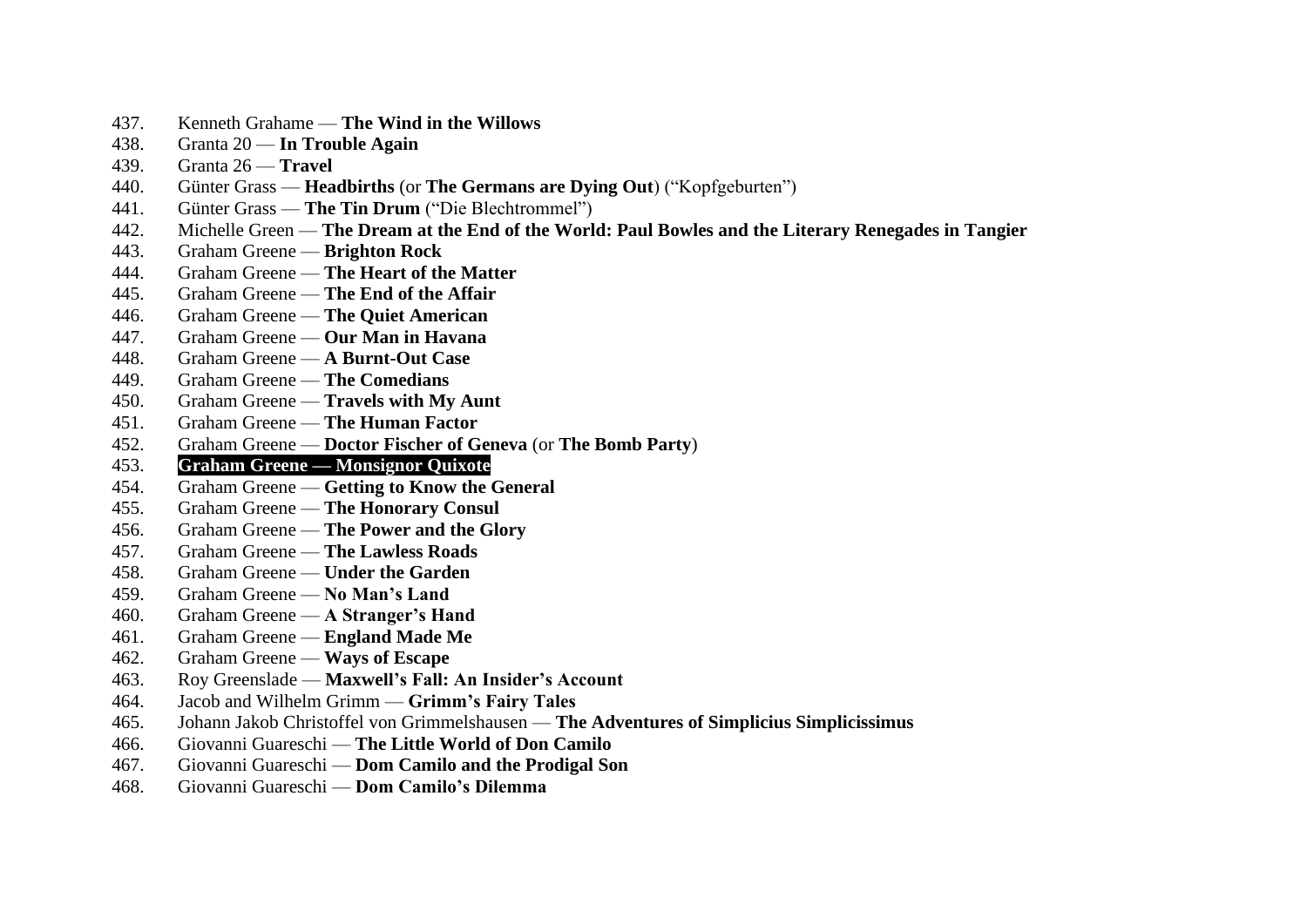437. Kenneth Grahame — **The Wind in the Willows**
438. Granta 20 — **In Trouble Again**
439. Granta 26 — **Travel**
440. Günter Grass — **Headbirths** (or **The Germans are Dying Out**) (“Kopfgeburten”)
441. Günter Grass — **The Tin Drum** (“Die Blechtrommel”)
442. Michelle Green — **The Dream at the End of the World: Paul Bowles and the Literary Renegades in Tangier**
443. Graham Greene — **Brighton Rock**
444. Graham Greene — **The Heart of the Matter**
445. Graham Greene — **The End of the Affair**
446. Graham Greene — **The Quiet American**
447. Graham Greene — **Our Man in Havana**
448. Graham Greene — **A Burnt-Out Case**
449. Graham Greene — **The Comedians**
450. Graham Greene — **Travels with My Aunt**
451. Graham Greene — **The Human Factor**
452. Graham Greene — **Doctor Fischer of Geneva** (or **The Bomb Party**)
453. **Graham Greene — Monsignor Quixote**
454. Graham Greene — **Getting to Know the General**
455. Graham Greene — **The Honorary Consul**
456. Graham Greene — **The Power and the Glory**
457. Graham Greene — **The Lawless Roads**
458. Graham Greene — **Under the Garden**
459. Graham Greene — **No Man’s Land**
460. Graham Greene — **A Stranger’s Hand**
461. Graham Greene — **England Made Me**
462. Graham Greene — **Ways of Escape**
463. Roy Greenslade — **Maxwell’s Fall: An Insider’s Account**
464. Jacob and Wilhelm Grimm — **Grimm’s Fairy Tales**
465. Johann Jakob Christoffel von Grimmelshausen — **The Adventures of Simplicius Simplicissimus**
466. Giovanni Guareschi — **The Little World of Don Camilo**
467. Giovanni Guareschi — **Dom Camilo and the Prodigal Son**
468. Giovanni Guareschi — **Dom Camilo’s Dilemma**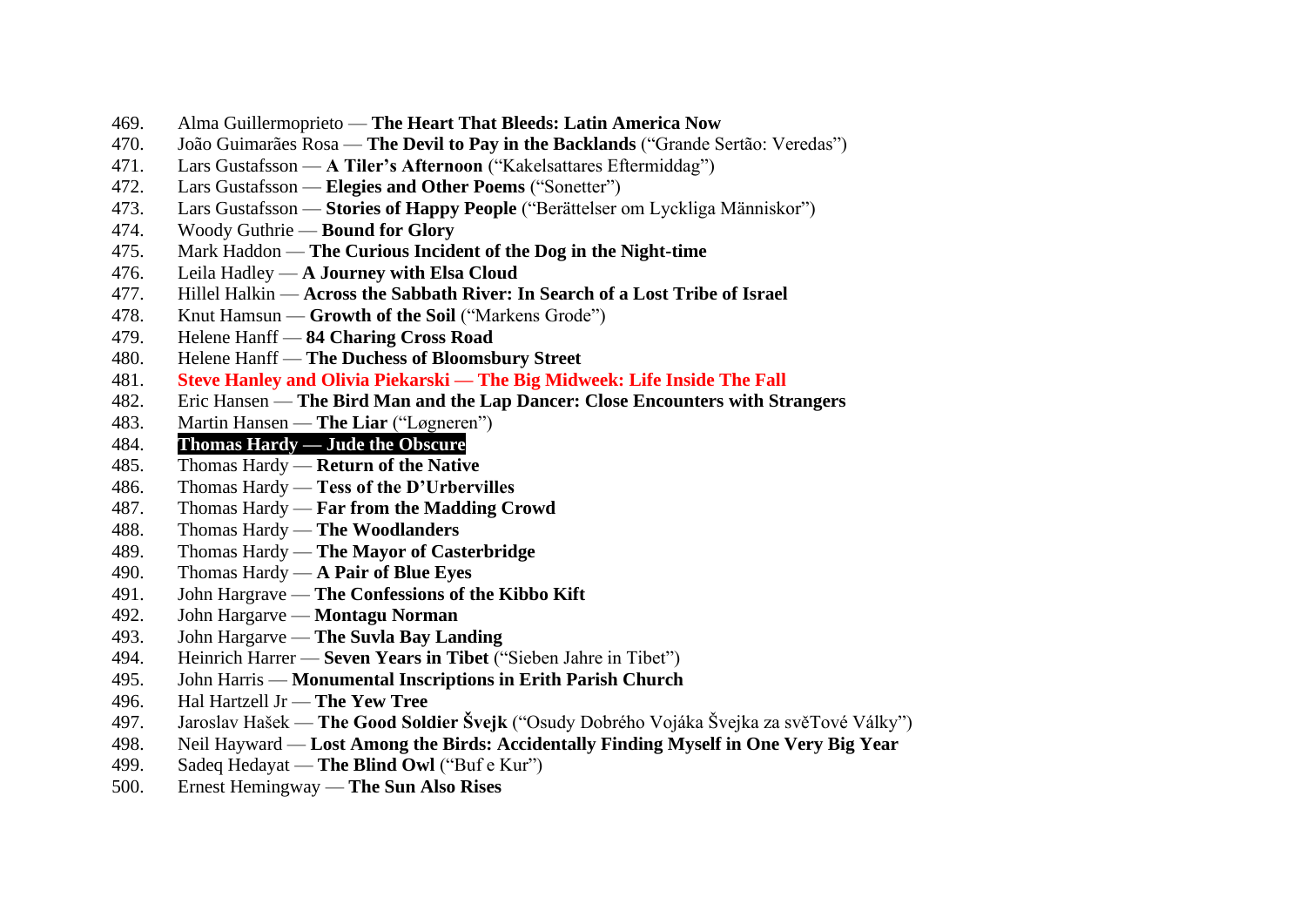469. Alma Guillermoprieto — **The Heart That Bleeds: Latin America Now**
470. João Guimarães Rosa — **The Devil to Pay in the Backlands** ("Grande Sertão: Veredas")
471. Lars Gustafsson — **A Tiler's Afternoon** ("Kakelsattares Eftermiddag")
472. Lars Gustafsson — **Elegies and Other Poems** ("Sonetter")
473. Lars Gustafsson — **Stories of Happy People** ("Berättelser om Lyckliga Människor")
474. Woody Guthrie — **Bound for Glory**
475. Mark Haddon — **The Curious Incident of the Dog in the Night-time**
476. Leila Hadley — **A Journey with Elsa Cloud**
477. Hillel Halkin — **Across the Sabbath River: In Search of a Lost Tribe of Israel**
478. Knut Hamsun — **Growth of the Soil** ("Markens Grode")
479. Helene Hanff — **84 Charing Cross Road**
480. Helene Hanff — **The Duchess of Bloomsbury Street**
481. **Steve Hanley and Olivia Piekarski — The Big Midweek: Life Inside The Fall**
482. Eric Hansen — **The Bird Man and the Lap Dancer: Close Encounters with Strangers**
483. Martin Hansen — **The Liar** ("Løgneren")
484. **Thomas Hardy — Jude the Obscure**
485. Thomas Hardy — **Return of the Native**
486. Thomas Hardy — **Tess of the D'Urbervilles**
487. Thomas Hardy — **Far from the Madding Crowd**
488. Thomas Hardy — **The Woodlanders**
489. Thomas Hardy — **The Mayor of Casterbridge**
490. Thomas Hardy — **A Pair of Blue Eyes**
491. John Hargrave — **The Confessions of the Kibbo Kift**
492. John Hargarve — **Montagu Norman**
493. John Hargarve — **The Suvla Bay Landing**
494. Heinrich Harrer — **Seven Years in Tibet** ("Sieben Jahre in Tibet")
495. John Harris — **Monumental Inscriptions in Erith Parish Church**
496. Hal Hartzell Jr — **The Yew Tree**
497. Jaroslav Hašek — **The Good Soldier Švejk** ("Osudy Dobrého Vojáka Švejka za světTové Války")
498. Neil Hayward — **Lost Among the Birds: Accidentally Finding Myself in One Very Big Year**
499. Sadeq Hedayat — **The Blind Owl** ("Buf e Kur")
500. Ernest Hemingway — **The Sun Also Rises**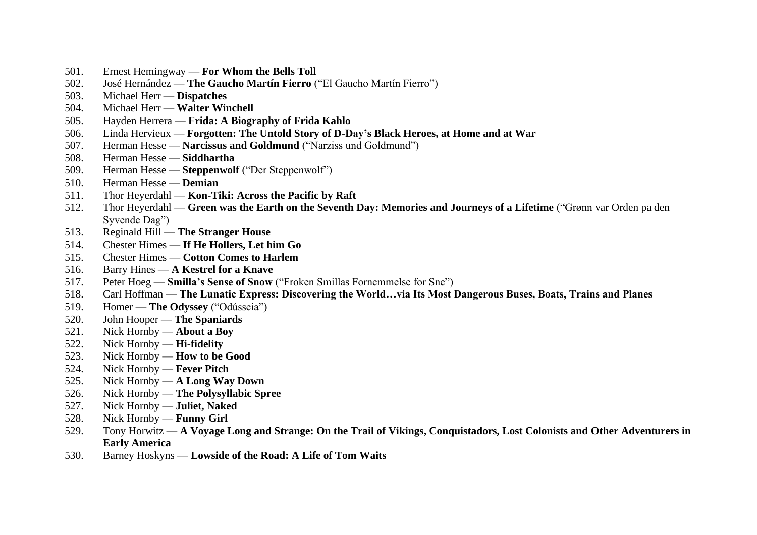501. Ernest Hemingway — **For Whom the Bells Toll**
502. José Hernández — **The Gaucho Martín Fierro** ("El Gaucho Martín Fierro")
503. Michael Herr — **Dispatches**
504. Michael Herr — **Walter Winchell**
505. Hayden Herrera — **Frida: A Biography of Frida Kahlo**
506. Linda Hervieux — **Forgotten: The Untold Story of D-Day's Black Heroes, at Home and at War**
507. Herman Hesse — **Narcissus and Goldmund** ("Narziss und Goldmund")
508. Herman Hesse — **Siddhartha**
509. Herman Hesse — **Steppenwolf** ("Der Steppenwolf")
510. Herman Hesse — **Demian**
511. Thor Heyerdahl — **Kon-Tiki: Across the Pacific by Raft**
512. Thor Heyerdahl — **Green was the Earth on the Seventh Day: Memories and Journeys of a Lifetime** ("Grønn var Orden pa den Syvende Dag")
513. Reginald Hill — **The Stranger House**
514. Chester Himes — **If He Hollers, Let him Go**
515. Chester Himes — **Cotton Comes to Harlem**
516. Barry Hines — **A Kestrel for a Knave**
517. Peter Hoeg — **Smilla's Sense of Snow** ("Froken Smillas Fornemmelse for Sne")
518. Carl Hoffman — **The Lunatic Express: Discovering the World…via Its Most Dangerous Buses, Boats, Trains and Planes**
519. Homer — **The Odyssey** ("Odússeia")
520. John Hooper — **The Spaniards**
521. Nick Hornby — **About a Boy**
522. Nick Hornby — **Hi-fidelity**
523. Nick Hornby — **How to be Good**
524. Nick Hornby — **Fever Pitch**
525. Nick Hornby — **A Long Way Down**
526. Nick Hornby — **The Polysyllabic Spree**
527. Nick Hornby — **Juliet, Naked**
528. Nick Hornby — **Funny Girl**
529. Tony Horwitz — **A Voyage Long and Strange: On the Trail of Vikings, Conquistadors, Lost Colonists and Other Adventurers in Early America**
530. Barney Hoskyns — **Lowside of the Road: A Life of Tom Waits**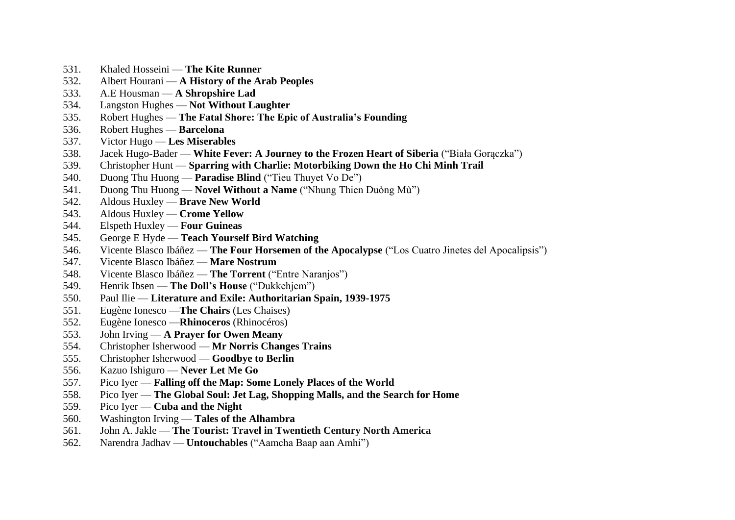531. Khaled Hosseini — **The Kite Runner**
532. Albert Hourani — **A History of the Arab Peoples**
533. A.E Housman — **A Shropshire Lad**
534. Langston Hughes — **Not Without Laughter**
535. Robert Hughes — **The Fatal Shore: The Epic of Australia's Founding**
536. Robert Hughes — **Barcelona**
537. Victor Hugo — **Les Miserables**
538. Jacek Hugo-Bader — **White Fever: A Journey to the Frozen Heart of Siberia** ("Biała Gorączka")
539. Christopher Hunt — **Sparring with Charlie: Motorbiking Down the Ho Chi Minh Trail**
540. Duong Thu Huong — **Paradise Blind** ("Tieu Thuyet Vo De")
541. Duong Thu Huong — **Novel Without a Name** ("Nhung Thien Duòng Mù")
542. Aldous Huxley — **Brave New World**
543. Aldous Huxley — **Crome Yellow**
544. Elspeth Huxley — **Four Guineas**
545. George E Hyde — **Teach Yourself Bird Watching**
546. Vicente Blasco Ibáñez — **The Four Horsemen of the Apocalypse** ("Los Cuatro Jinetes del Apocalipsis")
547. Vicente Blasco Ibáñez — **Mare Nostrum**
548. Vicente Blasco Ibáñez — **The Torrent** ("Entre Naranjos")
549. Henrik Ibsen — **The Doll's House** ("Dukkehjem")
550. Paul Ilie — **Literature and Exile: Authoritarian Spain, 1939-1975**
551. Eugène Ionesco —**The Chairs** (Les Chaises)
552. Eugène Ionesco —**Rhinoceros** (Rhinocéros)
553. John Irving — **A Prayer for Owen Meany**
554. Christopher Isherwood — **Mr Norris Changes Trains**
555. Christopher Isherwood — **Goodbye to Berlin**
556. Kazuo Ishiguro — **Never Let Me Go**
557. Pico Iyer — **Falling off the Map: Some Lonely Places of the World**
558. Pico Iyer — **The Global Soul: Jet Lag, Shopping Malls, and the Search for Home**
559. Pico Iyer — **Cuba and the Night**
560. Washington Irving — **Tales of the Alhambra**
561. John A. Jakle — **The Tourist: Travel in Twentieth Century North America**
562. Narendra Jadhav — **Untouchables** ("Aamcha Baap aan Amhi")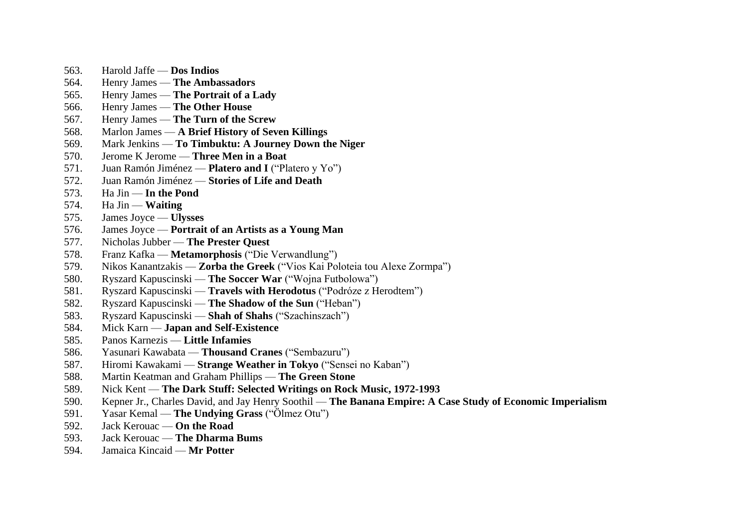563. Harold Jaffe — **Dos Indios**
564. Henry James — **The Ambassadors**
565. Henry James — **The Portrait of a Lady**
566. Henry James — **The Other House**
567. Henry James — **The Turn of the Screw**
568. Marlon James — **A Brief History of Seven Killings**
569. Mark Jenkins — **To Timbuktu: A Journey Down the Niger**
570. Jerome K Jerome — **Three Men in a Boat**
571. Juan Ramón Jiménez — **Platero and I** ("Platero y Yo")
572. Juan Ramón Jiménez — **Stories of Life and Death**
573. Ha Jin — **In the Pond**
574. Ha Jin — **Waiting**
575. James Joyce — **Ulysses**
576. James Joyce — **Portrait of an Artists as a Young Man**
577. Nicholas Jubber — **The Prester Quest**
578. Franz Kafka — **Metamorphosis** ("Die Verwandlung")
579. Nikos Kanantzakis — **Zorba the Greek** ("Vios Kai Poloteia tou Alexe Zormpa")
580. Ryszard Kapuscinski — **The Soccer War** ("Wojna Futbolowa")
581. Ryszard Kapuscinski — **Travels with Herodotus** ("Podróze z Herodtem")
582. Ryszard Kapuscinski — **The Shadow of the Sun** ("Heban")
583. Ryszard Kapuscinski — **Shah of Shahs** ("Szachinszach")
584. Mick Karn — **Japan and Self-Existence**
585. Panos Karnezis — **Little Infamies**
586. Yasunari Kawabata — **Thousand Cranes** ("Sembazuru")
587. Hiromi Kawakami — **Strange Weather in Tokyo** ("Sensei no Kaban")
588. Martin Keatman and Graham Phillips — **The Green Stone**
589. Nick Kent — **The Dark Stuff: Selected Writings on Rock Music, 1972-1993**
590. Kepner Jr., Charles David, and Jay Henry Soothil — **The Banana Empire: A Case Study of Economic Imperialism**
591. Yasar Kemal — **The Undying Grass** ("Ölmez Otu")
592. Jack Kerouac — **On the Road**
593. Jack Kerouac — **The Dharma Bums**
594. Jamaica Kincaid — **Mr Potter**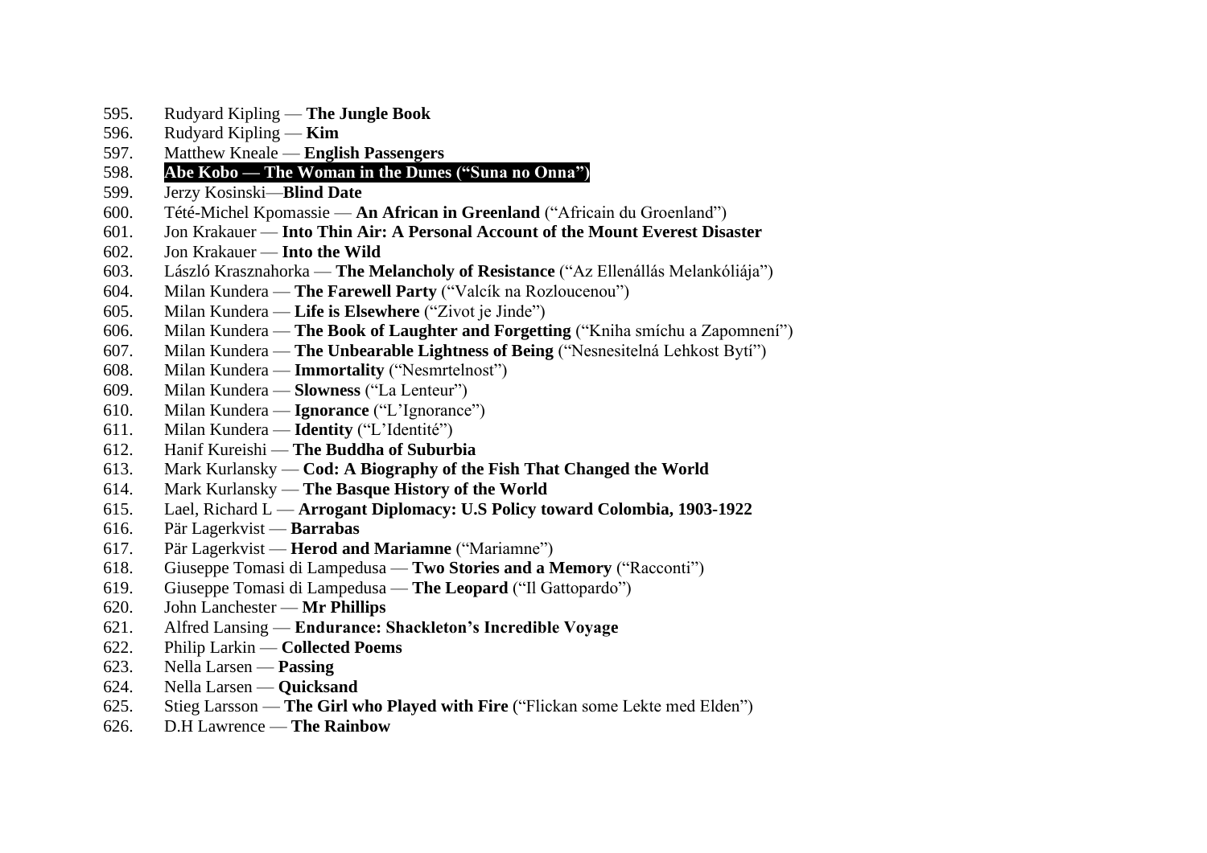595. Rudyard Kipling — **The Jungle Book**
596. Rudyard Kipling — **Kim**
597. Matthew Kneale — **English Passengers**
598. **Abe Kobo — The Woman in the Dunes ("Suna no Onna")**
599. Jerzy Kosinski—**Blind Date**
600. Tété-Michel Kpomassie — **An African in Greenland** ("Africain du Groenland")
601. Jon Krakauer — **Into Thin Air: A Personal Account of the Mount Everest Disaster**
602. Jon Krakauer — **Into the Wild**
603. László Krasznahorka — **The Melancholy of Resistance** ("Az Ellenállás Melankóliája")
604. Milan Kundera — **The Farewell Party** ("Valcík na Rozloucenou")
605. Milan Kundera — **Life is Elsewhere** ("Zivot je Jinde")
606. Milan Kundera — **The Book of Laughter and Forgetting** ("Kniha smíchu a Zapomnení")
607. Milan Kundera — **The Unbearable Lightness of Being** ("Nesnesitelná Lehkost Bytí")
608. Milan Kundera — **Immortality** ("Nesmrtelnost")
609. Milan Kundera — **Slowness** ("La Lenteur")
610. Milan Kundera — **Ignorance** ("L'Ignorance")
611. Milan Kundera — **Identity** ("L'Identité")
612. Hanif Kureishi — **The Buddha of Suburbia**
613. Mark Kurlansky — **Cod: A Biography of the Fish That Changed the World**
614. Mark Kurlansky — **The Basque History of the World**
615. Lael, Richard L — **Arrogant Diplomacy: U.S Policy toward Colombia, 1903-1922**
616. Pär Lagerkvist — **Barrabas**
617. Pär Lagerkvist — **Herod and Mariamne** ("Mariamne")
618. Giuseppe Tomasi di Lampedusa — **Two Stories and a Memory** ("Racconti")
619. Giuseppe Tomasi di Lampedusa — **The Leopard** ("Il Gattopardo")
620. John Lanchester — **Mr Phillips**
621. Alfred Lansing — **Endurance: Shackleton's Incredible Voyage**
622. Philip Larkin — **Collected Poems**
623. Nella Larsen — **Passing**
624. Nella Larsen — **Quicksand**
625. Stieg Larsson — **The Girl who Played with Fire** ("Flickan some Lekte med Elden")
626. D.H Lawrence — **The Rainbow**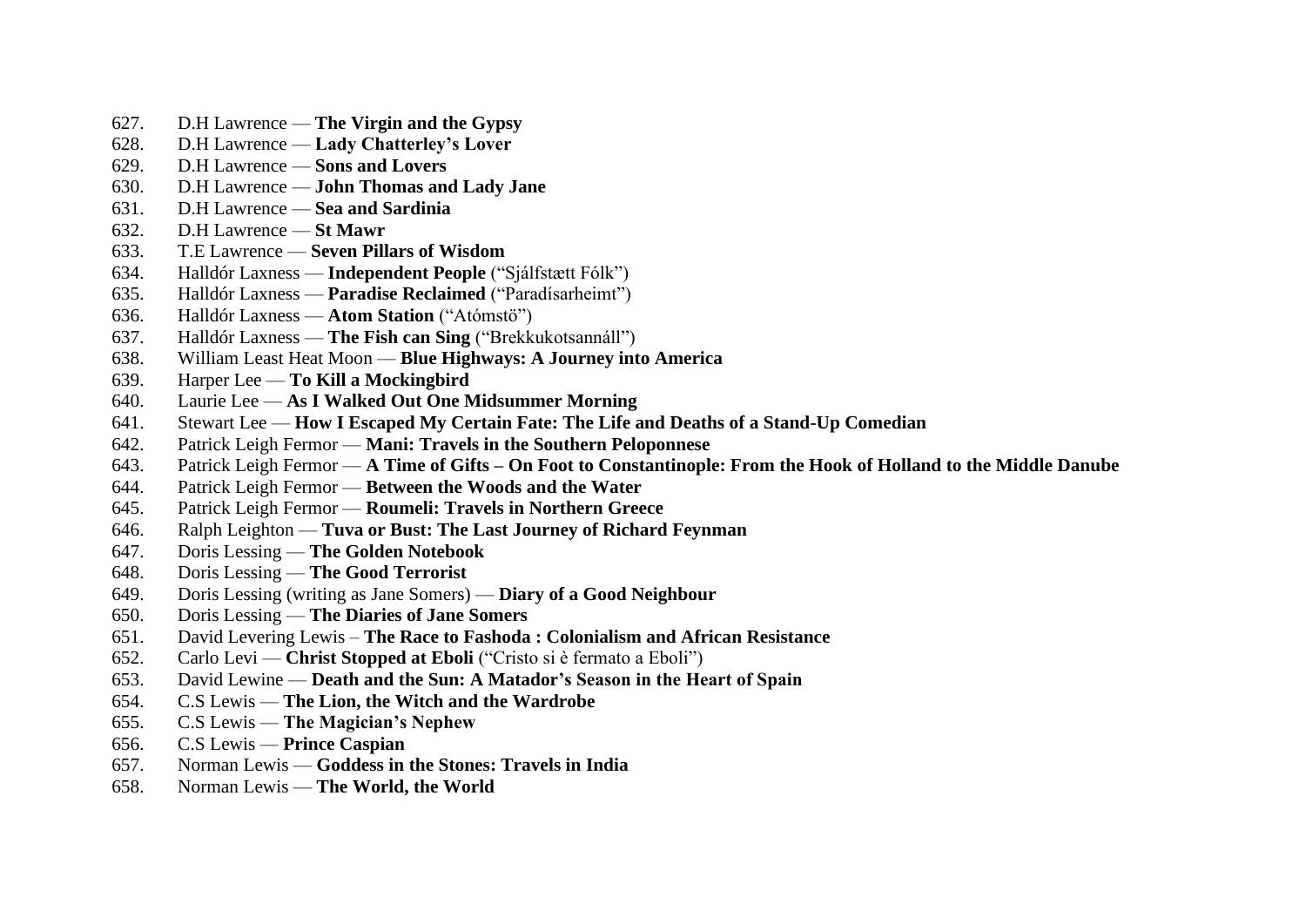627. D.H Lawrence — **The Virgin and the Gypsy**
628. D.H Lawrence — **Lady Chatterley's Lover**
629. D.H Lawrence — **Sons and Lovers**
630. D.H Lawrence — **John Thomas and Lady Jane**
631. D.H Lawrence — **Sea and Sardinia**
632. D.H Lawrence — **St Mawr**
633. T.E Lawrence — **Seven Pillars of Wisdom**
634. Halldór Laxness — **Independent People** ("Sjálfstætt Fólk")
635. Halldór Laxness — **Paradise Reclaimed** ("Paradísarheimt")
636. Halldór Laxness — **Atom Station** ("Atómstö")
637. Halldór Laxness — **The Fish can Sing** ("Brekkukotsannáll")
638. William Least Heat Moon — **Blue Highways: A Journey into America**
639. Harper Lee — **To Kill a Mockingbird**
640. Laurie Lee — **As I Walked Out One Midsummer Morning**
641. Stewart Lee — **How I Escaped My Certain Fate: The Life and Deaths of a Stand-Up Comedian**
642. Patrick Leigh Fermor — **Mani: Travels in the Southern Peloponnese**
643. Patrick Leigh Fermor — **A Time of Gifts – On Foot to Constantinople: From the Hook of Holland to the Middle Danube**
644. Patrick Leigh Fermor — **Between the Woods and the Water**
645. Patrick Leigh Fermor — **Roumeli: Travels in Northern Greece**
646. Ralph Leighton — **Tuva or Bust: The Last Journey of Richard Feynman**
647. Doris Lessing — **The Golden Notebook**
648. Doris Lessing — **The Good Terrorist**
649. Doris Lessing (writing as Jane Somers) — **Diary of a Good Neighbour**
650. Doris Lessing — **The Diaries of Jane Somers**
651. David Levering Lewis – **The Race to Fashoda : Colonialism and African Resistance**
652. Carlo Levi — **Christ Stopped at Eboli** ("Cristo si è fermato a Eboli")
653. David Lewine — **Death and the Sun: A Matador's Season in the Heart of Spain**
654. C.S Lewis — **The Lion, the Witch and the Wardrobe**
655. C.S Lewis — **The Magician's Nephew**
656. C.S Lewis — **Prince Caspian**
657. Norman Lewis — **Goddess in the Stones: Travels in India**
658. Norman Lewis — **The World, the World**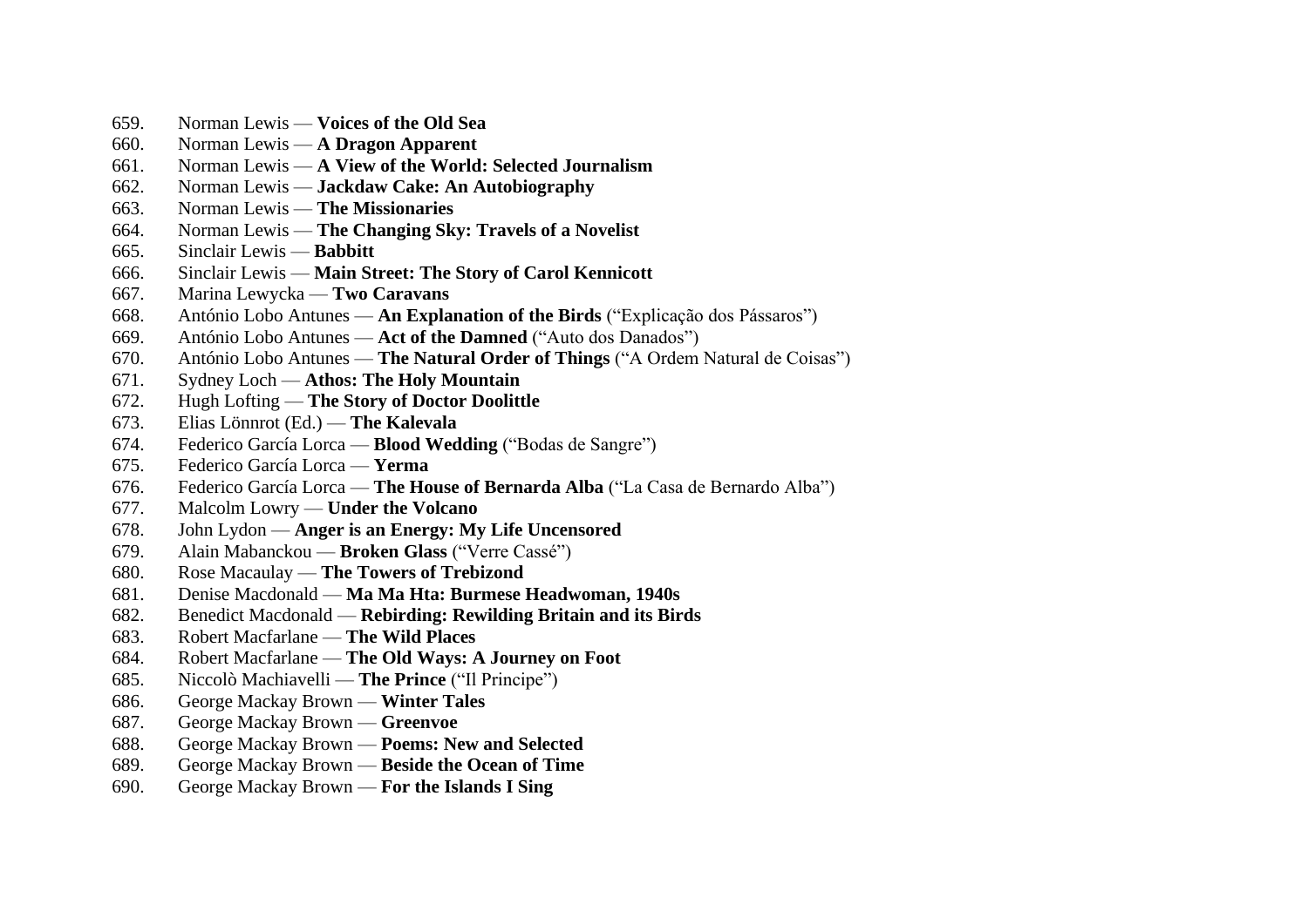659. Norman Lewis — **Voices of the Old Sea**
660. Norman Lewis — **A Dragon Apparent**
661. Norman Lewis — **A View of the World: Selected Journalism**
662. Norman Lewis — **Jackdaw Cake: An Autobiography**
663. Norman Lewis — **The Missionaries**
664. Norman Lewis — **The Changing Sky: Travels of a Novelist**
665. Sinclair Lewis — **Babbitt**
666. Sinclair Lewis — **Main Street: The Story of Carol Kennicott**
667. Marina Lewycka — **Two Caravans**
668. António Lobo Antunes — **An Explanation of the Birds** ("Explicação dos Pássaros")
669. António Lobo Antunes — **Act of the Damned** ("Auto dos Danados")
670. António Lobo Antunes — **The Natural Order of Things** ("A Ordem Natural de Coisas")
671. Sydney Loch — **Athos: The Holy Mountain**
672. Hugh Lofting — **The Story of Doctor Doolittle**
673. Elias Lönnrot (Ed.) — **The Kalevala**
674. Federico García Lorca — **Blood Wedding** ("Bodas de Sangre")
675. Federico García Lorca — **Yerma**
676. Federico García Lorca — **The House of Bernarda Alba** ("La Casa de Bernardo Alba")
677. Malcolm Lowry — **Under the Volcano**
678. John Lydon — **Anger is an Energy: My Life Uncensored**
679. Alain Mabanckou — **Broken Glass** ("Verre Cassé")
680. Rose Macaulay — **The Towers of Trebizond**
681. Denise Macdonald — **Ma Ma Hta: Burmese Headwoman, 1940s**
682. Benedict Macdonald — **Rebirding: Rewilding Britain and its Birds**
683. Robert Macfarlane — **The Wild Places**
684. Robert Macfarlane — **The Old Ways: A Journey on Foot**
685. Niccolò Machiavelli — **The Prince** ("Il Principe")
686. George Mackay Brown — **Winter Tales**
687. George Mackay Brown — **Greenvoe**
688. George Mackay Brown — **Poems: New and Selected**
689. George Mackay Brown — **Beside the Ocean of Time**
690. George Mackay Brown — **For the Islands I Sing**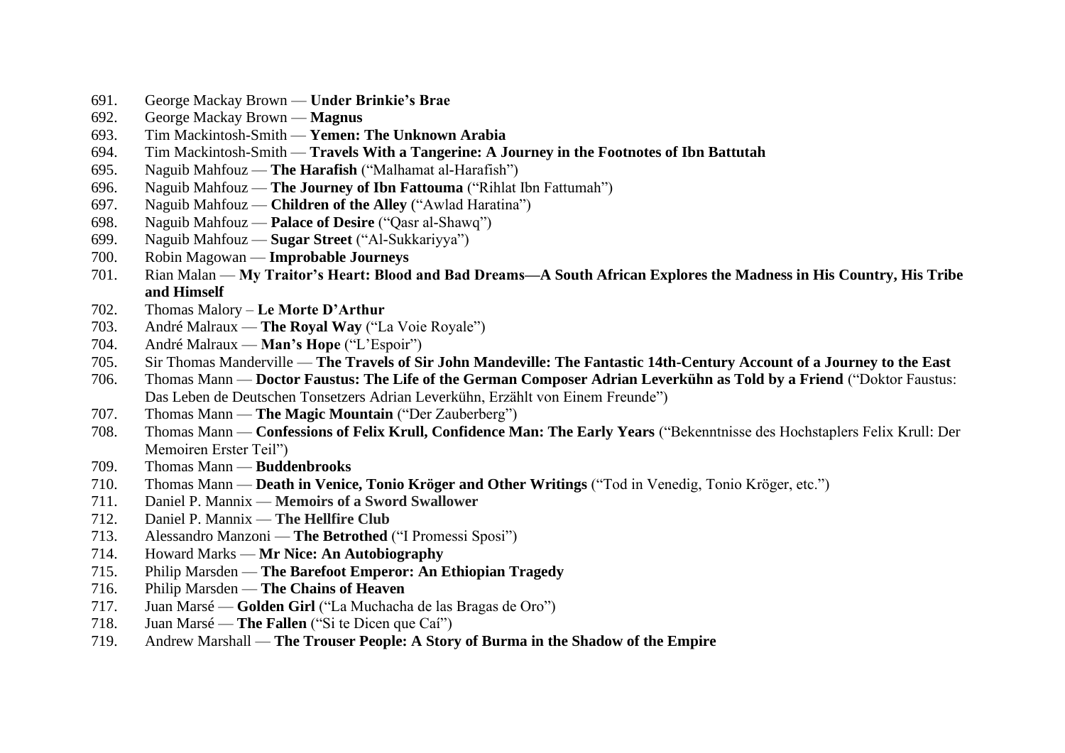691. George Mackay Brown — **Under Brinkie's Brae**
692. George Mackay Brown — **Magnus**
693. Tim Mackintosh-Smith — **Yemen: The Unknown Arabia**
694. Tim Mackintosh-Smith — **Travels With a Tangerine: A Journey in the Footnotes of Ibn Battutah**
695. Naguib Mahfouz — **The Harafish** ("Malhamat al-Harafish")
696. Naguib Mahfouz — **The Journey of Ibn Fattouma** ("Rihlat Ibn Fattumah")
697. Naguib Mahfouz — **Children of the Alley** ("Awlad Haratina")
698. Naguib Mahfouz — **Palace of Desire** ("Qasr al-Shawq")
699. Naguib Mahfouz — **Sugar Street** ("Al-Sukkariyya")
700. Robin Magowan — **Improbable Journeys**
701. Rian Malan — **My Traitor's Heart: Blood and Bad Dreams—A South African Explores the Madness in His Country, His Tribe and Himself**
702. Thomas Malory – **Le Morte D'Arthur**
703. André Malraux — **The Royal Way** ("La Voie Royale")
704. André Malraux — **Man's Hope** ("L'Espoir")
705. Sir Thomas Manderville — **The Travels of Sir John Mandeville: The Fantastic 14th-Century Account of a Journey to the East**
706. Thomas Mann — **Doctor Faustus: The Life of the German Composer Adrian Leverkühn as Told by a Friend** ("Doktor Faustus: Das Leben de Deutschen Tonsetzers Adrian Leverkühn, Erzählt von Einem Freunde")
707. Thomas Mann — **The Magic Mountain** ("Der Zauberberg")
708. Thomas Mann — **Confessions of Felix Krull, Confidence Man: The Early Years** ("Bekenntnisse des Hochstaplers Felix Krull: Der Memoiren Erster Teil")
709. Thomas Mann — **Buddenbrooks**
710. Thomas Mann — **Death in Venice, Tonio Kröger and Other Writings** ("Tod in Venedig, Tonio Kröger, etc.")
711. Daniel P. Mannix — **Memoirs of a Sword Swallower**
712. Daniel P. Mannix — **The Hellfire Club**
713. Alessandro Manzoni — **The Betrothed** ("I Promessi Sposi")
714. Howard Marks — **Mr Nice: An Autobiography**
715. Philip Marsden — **The Barefoot Emperor: An Ethiopian Tragedy**
716. Philip Marsden — **The Chains of Heaven**
717. Juan Marsé — **Golden Girl** ("La Muchacha de las Bragas de Oro")
718. Juan Marsé — **The Fallen** ("Si te Dicen que Caí")
719. Andrew Marshall — **The Trouser People: A Story of Burma in the Shadow of the Empire**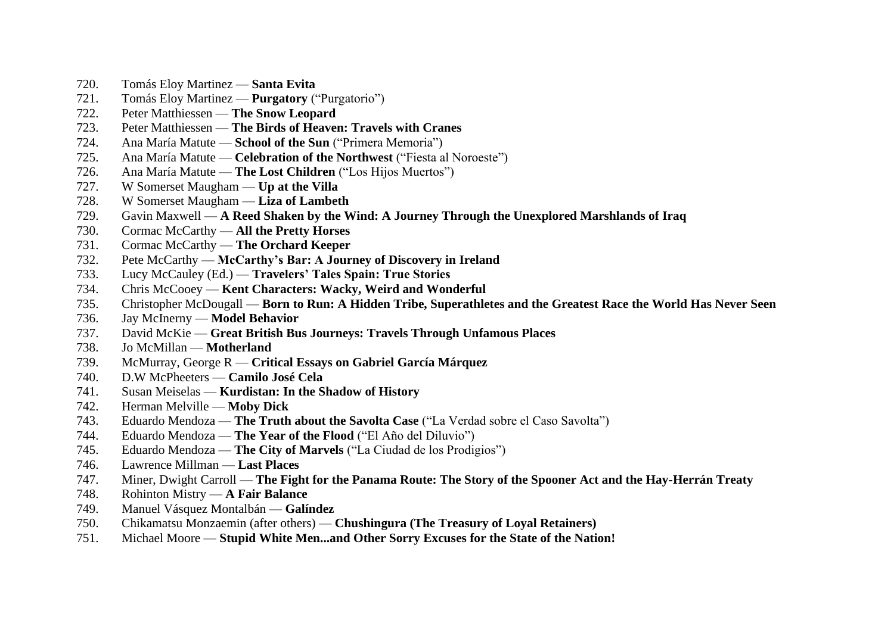720. Tomás Eloy Martinez — **Santa Evita**
721. Tomás Eloy Martinez — **Purgatory** ("Purgatorio")
722. Peter Matthiessen — **The Snow Leopard**
723. Peter Matthiessen — **The Birds of Heaven: Travels with Cranes**
724. Ana María Matute — **School of the Sun** ("Primera Memoria")
725. Ana María Matute — **Celebration of the Northwest** ("Fiesta al Noroeste")
726. Ana María Matute — **The Lost Children** ("Los Hijos Muertos")
727. W Somerset Maugham — **Up at the Villa**
728. W Somerset Maugham — **Liza of Lambeth**
729. Gavin Maxwell — **A Reed Shaken by the Wind: A Journey Through the Unexplored Marshlands of Iraq**
730. Cormac McCarthy — **All the Pretty Horses**
731. Cormac McCarthy — **The Orchard Keeper**
732. Pete McCarthy — **McCarthy's Bar: A Journey of Discovery in Ireland**
733. Lucy McCauley (Ed.) — **Travelers' Tales Spain: True Stories**
734. Chris McCooey — **Kent Characters: Wacky, Weird and Wonderful**
735. Christopher McDougall — **Born to Run: A Hidden Tribe, Superathletes and the Greatest Race the World Has Never Seen**
736. Jay McInerny — **Model Behavior**
737. David McKie — **Great British Bus Journeys: Travels Through Unfamous Places**
738. Jo McMillan — **Motherland**
739. McMurray, George R — **Critical Essays on Gabriel García Márquez**
740. D.W McPheeters — **Camilo José Cela**
741. Susan Meiselas — **Kurdistan: In the Shadow of History**
742. Herman Melville — **Moby Dick**
743. Eduardo Mendoza — **The Truth about the Savolta Case** ("La Verdad sobre el Caso Savolta")
744. Eduardo Mendoza — **The Year of the Flood** ("El Año del Diluvio")
745. Eduardo Mendoza — **The City of Marvels** ("La Ciudad de los Prodigios")
746. Lawrence Millman — **Last Places**
747. Miner, Dwight Carroll — **The Fight for the Panama Route: The Story of the Spooner Act and the Hay-Herrán Treaty**
748. Rohinton Mistry — **A Fair Balance**
749. Manuel Vásquez Montalbán — **Galíndez**
750. Chikamatsu Monzaemin (after others) — **Chushingura (The Treasury of Loyal Retainers)**
751. Michael Moore — **Stupid White Men...and Other Sorry Excuses for the State of the Nation!**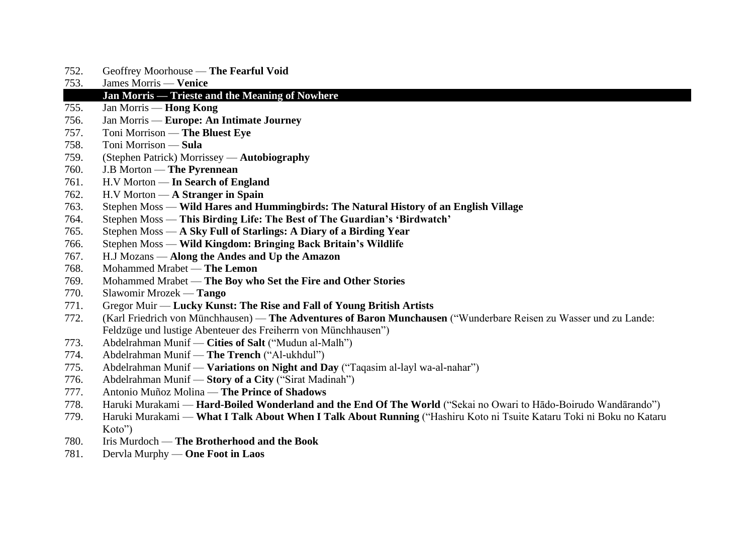752. Geoffrey Moorhouse — **The Fearful Void**
753. James Morris — **Venice**

**Jan Morris — Trieste and the Meaning of Nowhere**

755. Jan Morris — **Hong Kong**
756. Jan Morris — **Europe: An Intimate Journey**
757. Toni Morrison — **The Bluest Eye**
758. Toni Morrison — **Sula**
759. (Stephen Patrick) Morrissey — **Autobiography**
760. J.B Morton — **The Pyrennean**
761. H.V Morton — **In Search of England**
762. H.V Morton — **A Stranger in Spain**
763. Stephen Moss — **Wild Hares and Hummingbirds: The Natural History of an English Village**
764. Stephen Moss — **This Birding Life: The Best of The Guardian's 'Birdwatch'**
765. Stephen Moss — **A Sky Full of Starlings: A Diary of a Birding Year**
766. Stephen Moss — **Wild Kingdom: Bringing Back Britain's Wildlife**
767. H.J Mozans — **Along the Andes and Up the Amazon**
768. Mohammed Mrabet — **The Lemon**
769. Mohammed Mrabet — **The Boy who Set the Fire and Other Stories**
770. Slawomir Mrozek — **Tango**
771. Gregor Muir — **Lucky Kunst: The Rise and Fall of Young British Artists**
772. (Karl Friedrich von Münchhausen) — **The Adventures of Baron Munchausen** ("Wunderbare Reisen zu Wasser und zu Lande: Feldzüge und lustige Abenteuer des Freiherrn von Münchhausen")
773. Abdelrahman Munif — **Cities of Salt** ("Mudun al-Malh")
774. Abdelrahman Munif — **The Trench** ("Al-ukhdul")
775. Abdelrahman Munif — **Variations on Night and Day** ("Taqasim al-layl wa-al-nahar")
776. Abdelrahman Munif — **Story of a City** ("Sirat Madinah")
777. Antonio Muñoz Molina — **The Prince of Shadows**
778. Haruki Murakami — **Hard-Boiled Wonderland and the End Of The World** ("Sekai no Owari to Hādo-Boirudo Wandārando")
779. Haruki Murakami — **What I Talk About When I Talk About Running** ("Hashiru Koto ni Tsuite Kataru Toki ni Boku no Kataru Koto")
780. Iris Murdoch — **The Brotherhood and the Book**
781. Dervla Murphy — **One Foot in Laos**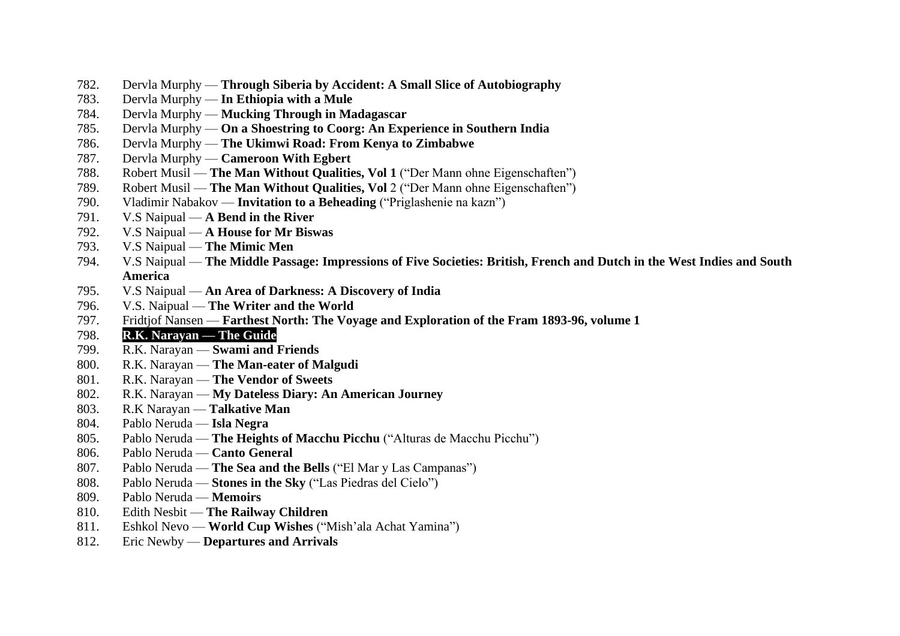782. Dervla Murphy — **Through Siberia by Accident: A Small Slice of Autobiography**
783. Dervla Murphy — **In Ethiopia with a Mule**
784. Dervla Murphy — **Mucking Through in Madagascar**
785. Dervla Murphy — **On a Shoestring to Coorg: An Experience in Southern India**
786. Dervla Murphy — **The Ukimwi Road: From Kenya to Zimbabwe**
787. Dervla Murphy — **Cameroon With Egbert**
788. Robert Musil — **The Man Without Qualities, Vol 1** ("Der Mann ohne Eigenschaften")
789. Robert Musil — **The Man Without Qualities, Vol** 2 ("Der Mann ohne Eigenschaften")
790. Vladimir Nabakov — **Invitation to a Beheading** ("Priglashenie na kazn")
791. V.S Naipual — **A Bend in the River**
792. V.S Naipual — **A House for Mr Biswas**
793. V.S Naipual — **The Mimic Men**
794. V.S Naipual — **The Middle Passage: Impressions of Five Societies: British, French and Dutch in the West Indies and South America**
795. V.S Naipual — **An Area of Darkness: A Discovery of India**
796. V.S. Naipual — **The Writer and the World**
797. Fridtjof Nansen — **Farthest North: The Voyage and Exploration of the Fram 1893-96, volume 1**
798. **R.K. Narayan — The Guide**
799. R.K. Narayan — **Swami and Friends**
800. R.K. Narayan — **The Man-eater of Malgudi**
801. R.K. Narayan — **The Vendor of Sweets**
802. R.K. Narayan — **My Dateless Diary: An American Journey**
803. R.K Narayan — **Talkative Man**
804. Pablo Neruda — **Isla Negra**
805. Pablo Neruda — **The Heights of Macchu Picchu** ("Alturas de Macchu Picchu")
806. Pablo Neruda — **Canto General**
807. Pablo Neruda — **The Sea and the Bells** ("El Mar y Las Campanas")
808. Pablo Neruda — **Stones in the Sky** ("Las Piedras del Cielo")
809. Pablo Neruda — **Memoirs**
810. Edith Nesbit — **The Railway Children**
811. Eshkol Nevo — **World Cup Wishes** ("Mish'ala Achat Yamina")
812. Eric Newby — **Departures and Arrivals**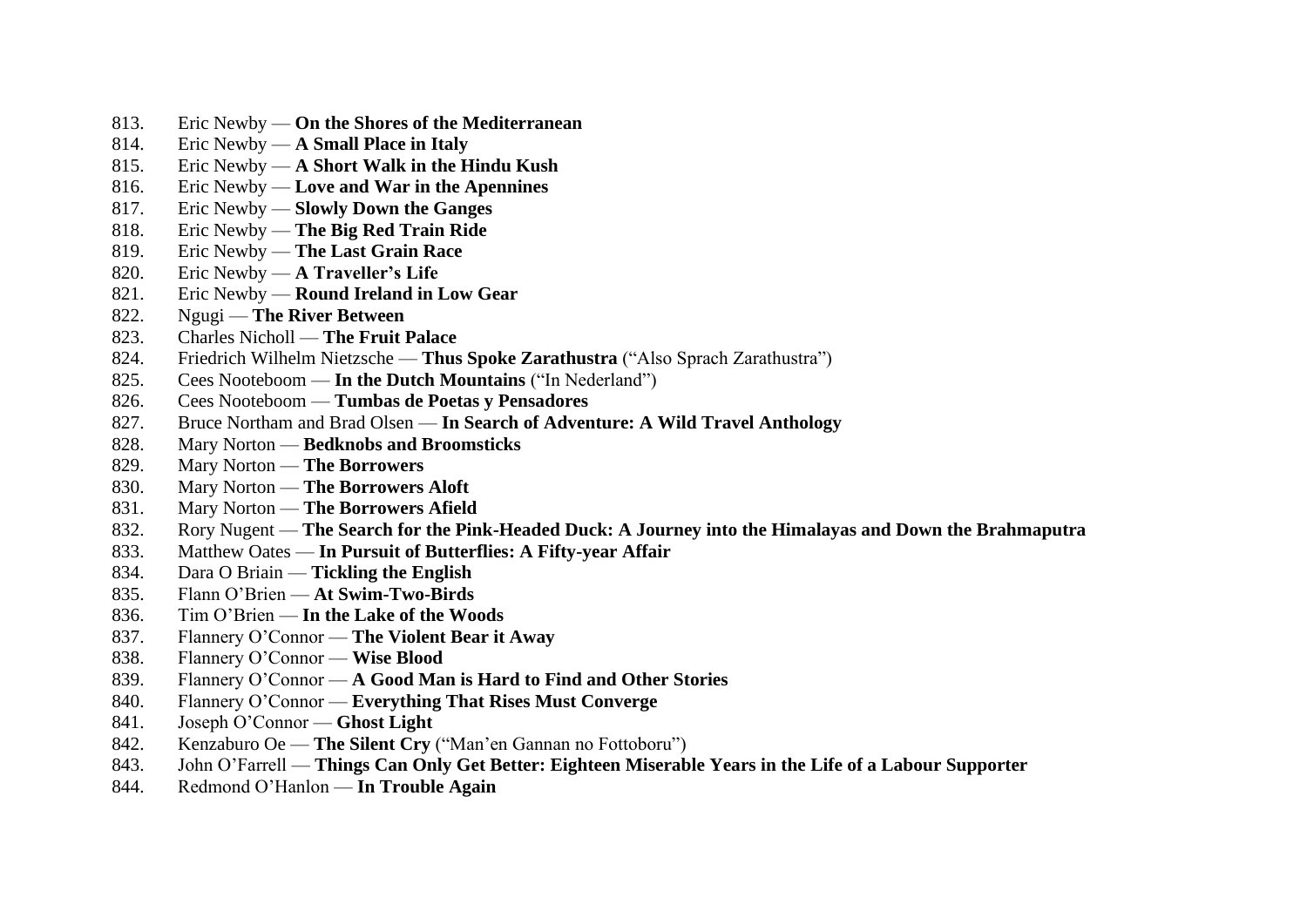813. Eric Newby — **On the Shores of the Mediterranean**
814. Eric Newby — **A Small Place in Italy**
815. Eric Newby — **A Short Walk in the Hindu Kush**
816. Eric Newby — **Love and War in the Apennines**
817. Eric Newby — **Slowly Down the Ganges**
818. Eric Newby — **The Big Red Train Ride**
819. Eric Newby — **The Last Grain Race**
820. Eric Newby — **A Traveller's Life**
821. Eric Newby — **Round Ireland in Low Gear**
822. Ngugi — **The River Between**
823. Charles Nicholl — **The Fruit Palace**
824. Friedrich Wilhelm Nietzsche — **Thus Spoke Zarathustra** ("Also Sprach Zarathustra")
825. Cees Nooteboom — **In the Dutch Mountains** ("In Nederland")
826. Cees Nooteboom — **Tumbas de Poetas y Pensadores**
827. Bruce Northam and Brad Olsen — **In Search of Adventure: A Wild Travel Anthology**
828. Mary Norton — **Bedknobs and Broomsticks**
829. Mary Norton — **The Borrowers**
830. Mary Norton — **The Borrowers Aloft**
831. Mary Norton — **The Borrowers Afield**
832. Rory Nugent — **The Search for the Pink-Headed Duck: A Journey into the Himalayas and Down the Brahmaputra**
833. Matthew Oates — **In Pursuit of Butterflies: A Fifty-year Affair**
834. Dara O Briain — **Tickling the English**
835. Flann O'Brien — **At Swim-Two-Birds**
836. Tim O'Brien — **In the Lake of the Woods**
837. Flannery O'Connor — **The Violent Bear it Away**
838. Flannery O'Connor — **Wise Blood**
839. Flannery O'Connor — **A Good Man is Hard to Find and Other Stories**
840. Flannery O'Connor — **Everything That Rises Must Converge**
841. Joseph O'Connor — **Ghost Light**
842. Kenzaburo Oe — **The Silent Cry** ("Man'en Gannan no Fottoboru")
843. John O'Farrell — **Things Can Only Get Better: Eighteen Miserable Years in the Life of a Labour Supporter**
844. Redmond O'Hanlon — **In Trouble Again**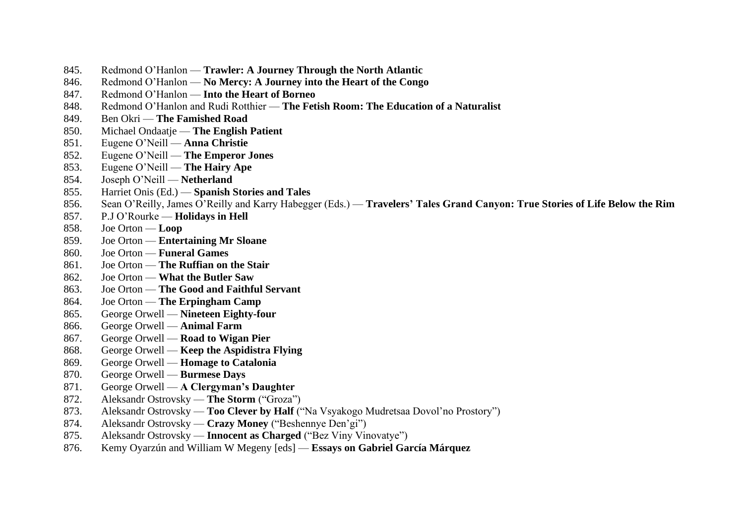845. Redmond O'Hanlon — **Trawler: A Journey Through the North Atlantic**
846. Redmond O'Hanlon — **No Mercy: A Journey into the Heart of the Congo**
847. Redmond O'Hanlon — **Into the Heart of Borneo**
848. Redmond O'Hanlon and Rudi Rotthier — **The Fetish Room: The Education of a Naturalist**
849. Ben Okri — **The Famished Road**
850. Michael Ondaatje — **The English Patient**
851. Eugene O'Neill — **Anna Christie**
852. Eugene O'Neill — **The Emperor Jones**
853. Eugene O'Neill — **The Hairy Ape**
854. Joseph O'Neill — **Netherland**
855. Harriet Onis (Ed.) — **Spanish Stories and Tales**
856. Sean O'Reilly, James O'Reilly and Karry Habegger (Eds.) — **Travelers' Tales Grand Canyon: True Stories of Life Below the Rim**
857. P.J O'Rourke — **Holidays in Hell**
858. Joe Orton — **Loop**
859. Joe Orton — **Entertaining Mr Sloane**
860. Joe Orton — **Funeral Games**
861. Joe Orton — **The Ruffian on the Stair**
862. Joe Orton — **What the Butler Saw**
863. Joe Orton — **The Good and Faithful Servant**
864. Joe Orton — **The Erpingham Camp**
865. George Orwell — **Nineteen Eighty-four**
866. George Orwell — **Animal Farm**
867. George Orwell — **Road to Wigan Pier**
868. George Orwell — **Keep the Aspidistra Flying**
869. George Orwell — **Homage to Catalonia**
870. George Orwell — **Burmese Days**
871. George Orwell — **A Clergyman's Daughter**
872. Aleksandr Ostrovsky — **The Storm** ("Groza")
873. Aleksandr Ostrovsky — **Too Clever by Half** ("Na Vsyakogo Mudretsaa Dovol'no Prostory")
874. Aleksandr Ostrovsky — **Crazy Money** ("Beshennye Den'gi")
875. Aleksandr Ostrovsky — **Innocent as Charged** ("Bez Viny Vinovatye")
876. Kemy Oyarzún and William W Megeny [eds] — **Essays on Gabriel García Márquez**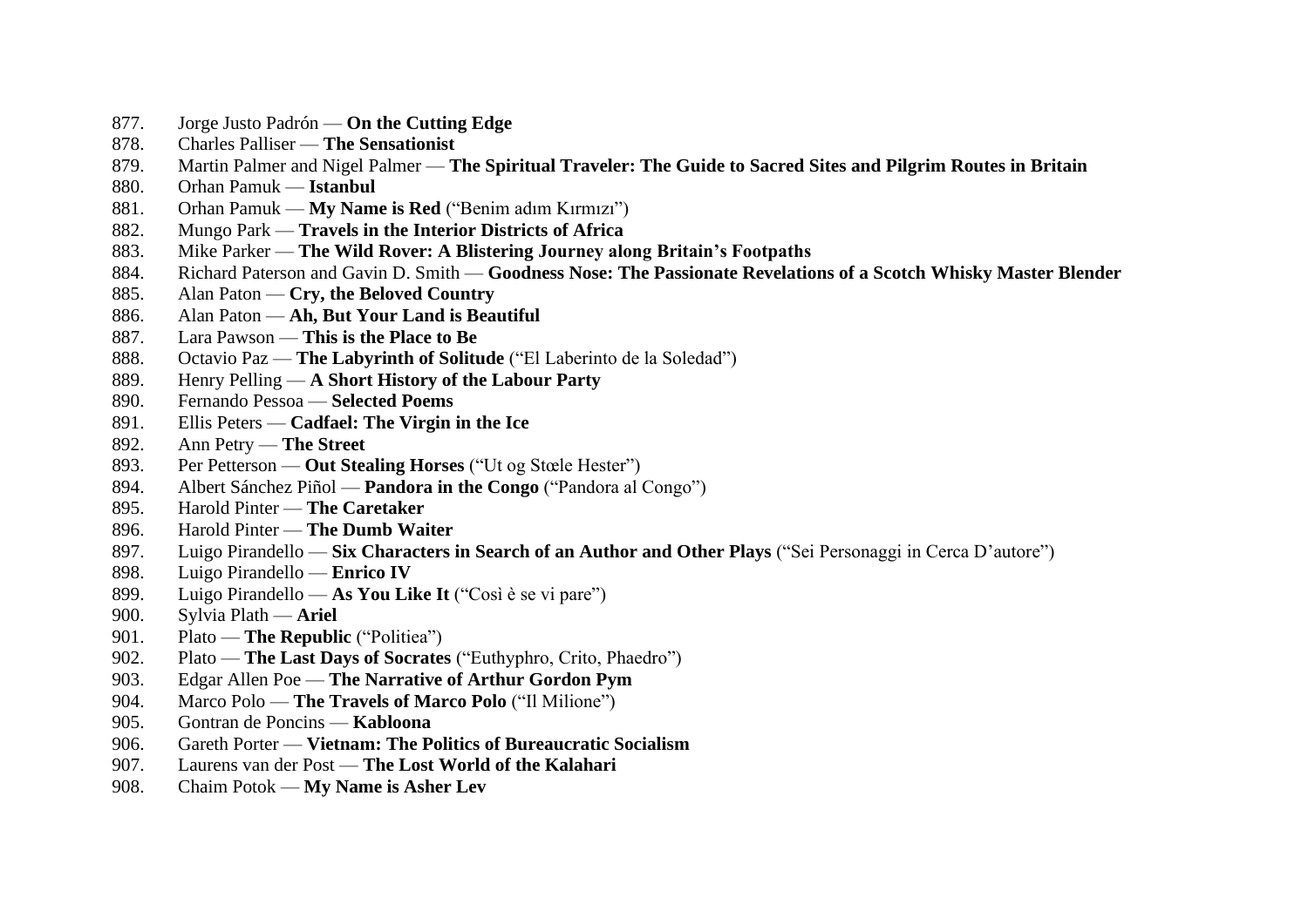877. Jorge Justo Padrón — **On the Cutting Edge**
878. Charles Palliser — **The Sensationist**
879. Martin Palmer and Nigel Palmer — **The Spiritual Traveler: The Guide to Sacred Sites and Pilgrim Routes in Britain**
880. Orhan Pamuk — **Istanbul**
881. Orhan Pamuk — **My Name is Red** ("Benim adım Kırmızı")
882. Mungo Park — **Travels in the Interior Districts of Africa**
883. Mike Parker — **The Wild Rover: A Blistering Journey along Britain's Footpaths**
884. Richard Paterson and Gavin D. Smith — **Goodness Nose: The Passionate Revelations of a Scotch Whisky Master Blender**
885. Alan Paton — **Cry, the Beloved Country**
886. Alan Paton — **Ah, But Your Land is Beautiful**
887. Lara Pawson — **This is the Place to Be**
888. Octavio Paz — **The Labyrinth of Solitude** ("El Laberinto de la Soledad")
889. Henry Pelling — **A Short History of the Labour Party**
890. Fernando Pessoa — **Selected Poems**
891. Ellis Peters — **Cadfael: The Virgin in the Ice**
892. Ann Petry — **The Street**
893. Per Petterson — **Out Stealing Horses** ("Ut og Stœle Hester")
894. Albert Sánchez Piñol — **Pandora in the Congo** ("Pandora al Congo")
895. Harold Pinter — **The Caretaker**
896. Harold Pinter — **The Dumb Waiter**
897. Luigo Pirandello — **Six Characters in Search of an Author and Other Plays** ("Sei Personaggi in Cerca D'autore")
898. Luigo Pirandello — **Enrico IV**
899. Luigo Pirandello — **As You Like It** ("Così è se vi pare")
900. Sylvia Plath — **Ariel**
901. Plato — **The Republic** ("Politiea")
902. Plato — **The Last Days of Socrates** ("Euthyphro, Crito, Phaedro")
903. Edgar Allen Poe — **The Narrative of Arthur Gordon Pym**
904. Marco Polo — **The Travels of Marco Polo** ("Il Milione")
905. Gontran de Poncins — **Kabloona**
906. Gareth Porter — **Vietnam: The Politics of Bureaucratic Socialism**
907. Laurens van der Post — **The Lost World of the Kalahari**
908. Chaim Potok — **My Name is Asher Lev**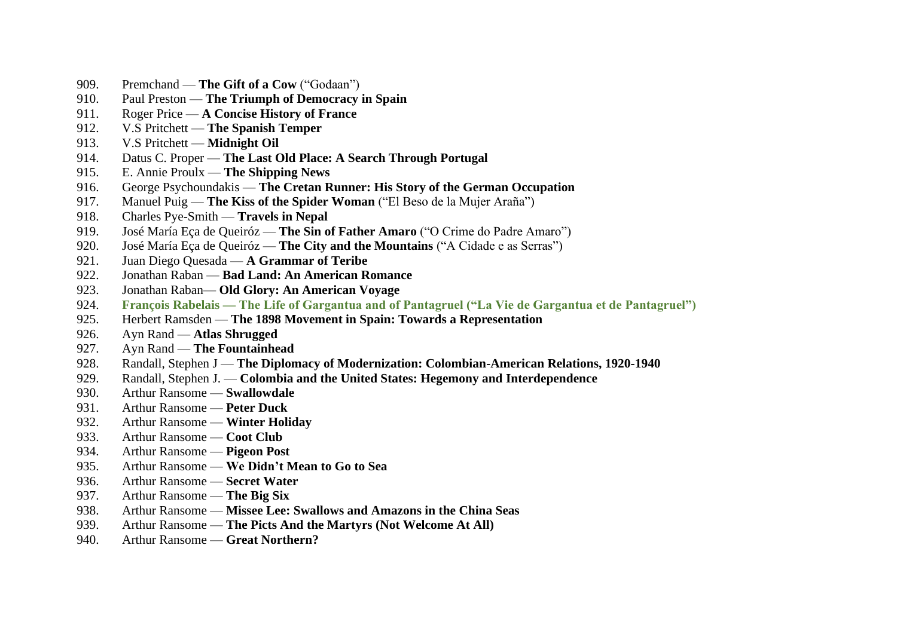909. Premchand — **The Gift of a Cow** (“Godaan”)
910. Paul Preston — **The Triumph of Democracy in Spain**
911. Roger Price — **A Concise History of France**
912. V.S Pritchett — **The Spanish Temper**
913. V.S Pritchett — **Midnight Oil**
914. Datus C. Proper — **The Last Old Place: A Search Through Portugal**
915. E. Annie Proulx — **The Shipping News**
916. George Psychoundakis — **The Cretan Runner: His Story of the German Occupation**
917. Manuel Puig — **The Kiss of the Spider Woman** (“El Beso de la Mujer Araña”)
918. Charles Pye-Smith — **Travels in Nepal**
919. José María Eça de Queiróz — **The Sin of Father Amaro** (“O Crime do Padre Amaro”)
920. José María Eça de Queiróz — **The City and the Mountains** (“A Cidade e as Serras”)
921. Juan Diego Quesada — **A Grammar of Teribe**
922. Jonathan Raban — **Bad Land: An American Romance**
923. Jonathan Raban— **Old Glory: An American Voyage**
924. **François Rabelais — The Life of Gargantua and of Pantagruel (“La Vie de Gargantua et de Pantagruel”)**
925. Herbert Ramsden — **The 1898 Movement in Spain: Towards a Representation**
926. Ayn Rand — **Atlas Shrugged**
927. Ayn Rand — **The Fountainhead**
928. Randall, Stephen J — **The Diplomacy of Modernization: Colombian-American Relations, 1920-1940**
929. Randall, Stephen J. — **Colombia and the United States: Hegemony and Interdependence**
930. Arthur Ransome — **Swallowdale**
931. Arthur Ransome — **Peter Duck**
932. Arthur Ransome — **Winter Holiday**
933. Arthur Ransome — **Coot Club**
934. Arthur Ransome — **Pigeon Post**
935. Arthur Ransome — **We Didn’t Mean to Go to Sea**
936. Arthur Ransome — **Secret Water**
937. Arthur Ransome — **The Big Six**
938. Arthur Ransome — **Missee Lee: Swallows and Amazons in the China Seas**
939. Arthur Ransome — **The Picts And the Martyrs (Not Welcome At All)**
940. Arthur Ransome — **Great Northern?**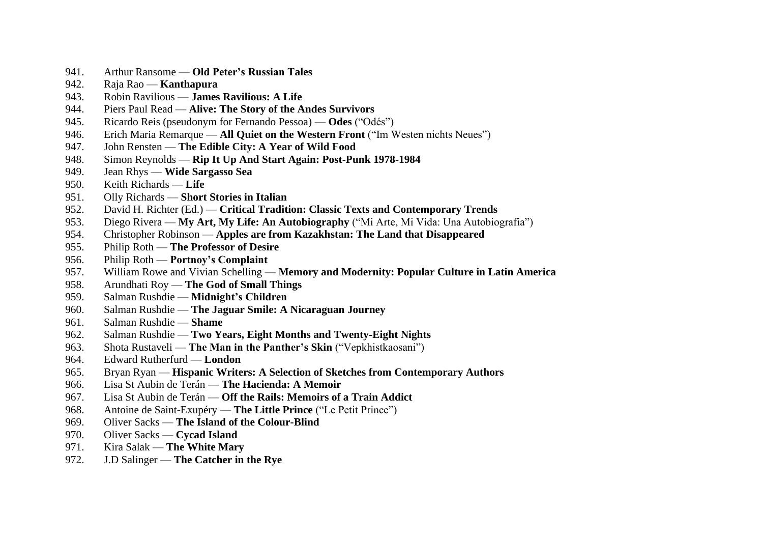941. Arthur Ransome — **Old Peter's Russian Tales**
942. Raja Rao — **Kanthapura**
943. Robin Ravilious — **James Ravilious: A Life**
944. Piers Paul Read — **Alive: The Story of the Andes Survivors**
945. Ricardo Reis (pseudonym for Fernando Pessoa) — **Odes** ("Odés")
946. Erich Maria Remarque — **All Quiet on the Western Front** ("Im Westen nichts Neues")
947. John Rensten — **The Edible City: A Year of Wild Food**
948. Simon Reynolds — **Rip It Up And Start Again: Post-Punk 1978-1984**
949. Jean Rhys — **Wide Sargasso Sea**
950. Keith Richards — **Life**
951. Olly Richards — **Short Stories in Italian**
952. David H. Richter (Ed.) — **Critical Tradition: Classic Texts and Contemporary Trends**
953. Diego Rivera — **My Art, My Life: An Autobiography** ("Mi Arte, Mi Vida: Una Autobiografia")
954. Christopher Robinson — **Apples are from Kazakhstan: The Land that Disappeared**
955. Philip Roth — **The Professor of Desire**
956. Philip Roth — **Portnoy's Complaint**
957. William Rowe and Vivian Schelling — **Memory and Modernity: Popular Culture in Latin America**
958. Arundhati Roy — **The God of Small Things**
959. Salman Rushdie — **Midnight's Children**
960. Salman Rushdie — **The Jaguar Smile: A Nicaraguan Journey**
961. Salman Rushdie — **Shame**
962. Salman Rushdie — **Two Years, Eight Months and Twenty-Eight Nights**
963. Shota Rustaveli — **The Man in the Panther's Skin** ("Vepkhistkaosani")
964. Edward Rutherfurd — **London**
965. Bryan Ryan — **Hispanic Writers: A Selection of Sketches from Contemporary Authors**
966. Lisa St Aubin de Terán — **The Hacienda: A Memoir**
967. Lisa St Aubin de Terán — **Off the Rails: Memoirs of a Train Addict**
968. Antoine de Saint-Exupéry — **The Little Prince** ("Le Petit Prince")
969. Oliver Sacks — **The Island of the Colour-Blind**
970. Oliver Sacks — **Cycad Island**
971. Kira Salak — **The White Mary**
972. J.D Salinger — **The Catcher in the Rye**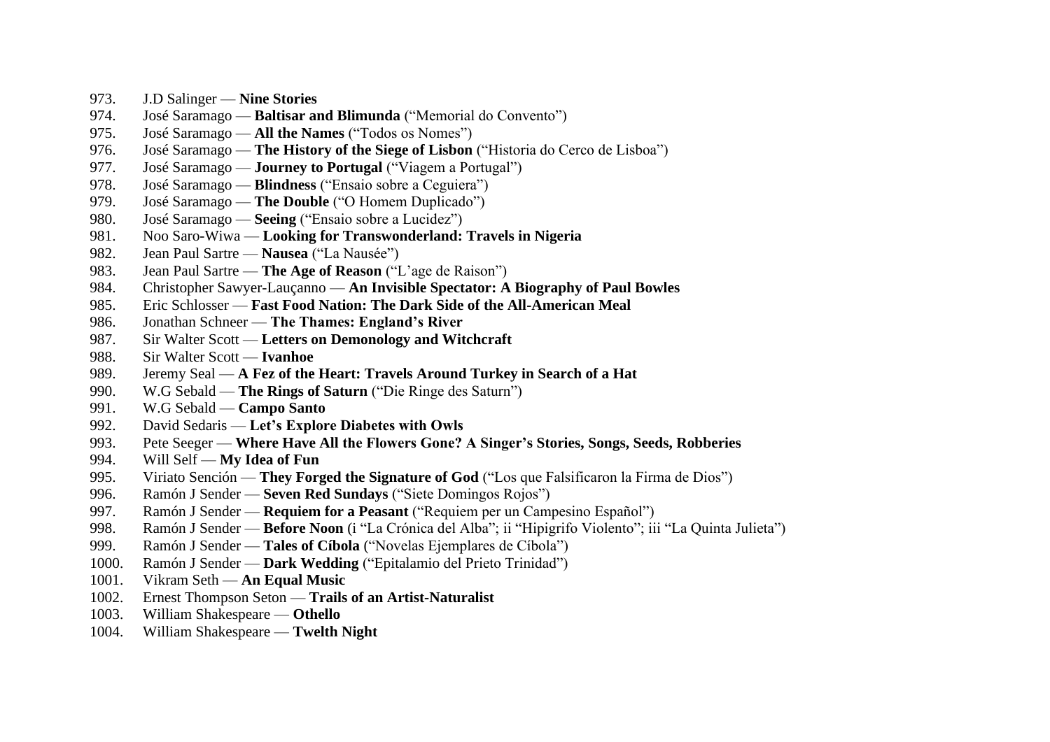973. J.D Salinger — **Nine Stories**
974. José Saramago — **Baltisar and Blimunda** (“Memorial do Convento”)
975. José Saramago — **All the Names** (“Todos os Nomes”)
976. José Saramago — **The History of the Siege of Lisbon** (“Historia do Cerco de Lisboa”)
977. José Saramago — **Journey to Portugal** (“Viagem a Portugal”)
978. José Saramago — **Blindness** (“Ensaio sobre a Ceguiera”)
979. José Saramago — **The Double** (“O Homem Duplicado”)
980. José Saramago — **Seeing** (“Ensaio sobre a Lucidez”)
981. Noo Saro-Wiwa — **Looking for Transwonderland: Travels in Nigeria**
982. Jean Paul Sartre — **Nausea** (“La Nausée”)
983. Jean Paul Sartre — **The Age of Reason** (“L'age de Raison”)
984. Christopher Sawyer-Lauçanno — **An Invisible Spectator: A Biography of Paul Bowles**
985. Eric Schlosser — **Fast Food Nation: The Dark Side of the All-American Meal**
986. Jonathan Schneer — **The Thames: England's River**
987. Sir Walter Scott — **Letters on Demonology and Witchcraft**
988. Sir Walter Scott — **Ivanhoe**
989. Jeremy Seal — **A Fez of the Heart: Travels Around Turkey in Search of a Hat**
990. W.G Sebald — **The Rings of Saturn** (“Die Ringe des Saturn”)
991. W.G Sebald — **Campo Santo**
992. David Sedaris — **Let's Explore Diabetes with Owls**
993. Pete Seeger — **Where Have All the Flowers Gone? A Singer's Stories, Songs, Seeds, Robberies**
994. Will Self — **My Idea of Fun**
995. Viriato Sención — **They Forged the Signature of God** (“Los que Falsificaron la Firma de Dios”)
996. Ramón J Sender — **Seven Red Sundays** (“Siete Domingos Rojos”)
997. Ramón J Sender — **Requiem for a Peasant** (“Requiem per un Campesino Español”)
998. Ramón J Sender — **Before Noon** (i “La Crónica del Alba”; ii “Hipigrifo Violento”; iii “La Quinta Julieta”)
999. Ramón J Sender — **Tales of Cíbola** (“Novelas Ejemplares de Cíbola”)
1000. Ramón J Sender — **Dark Wedding** (“Epitalamio del Prieto Trinidad”)
1001. Vikram Seth — **An Equal Music**
1002. Ernest Thompson Seton — **Trails of an Artist-Naturalist**
1003. William Shakespeare — **Othello**
1004. William Shakespeare — **Twelth Night**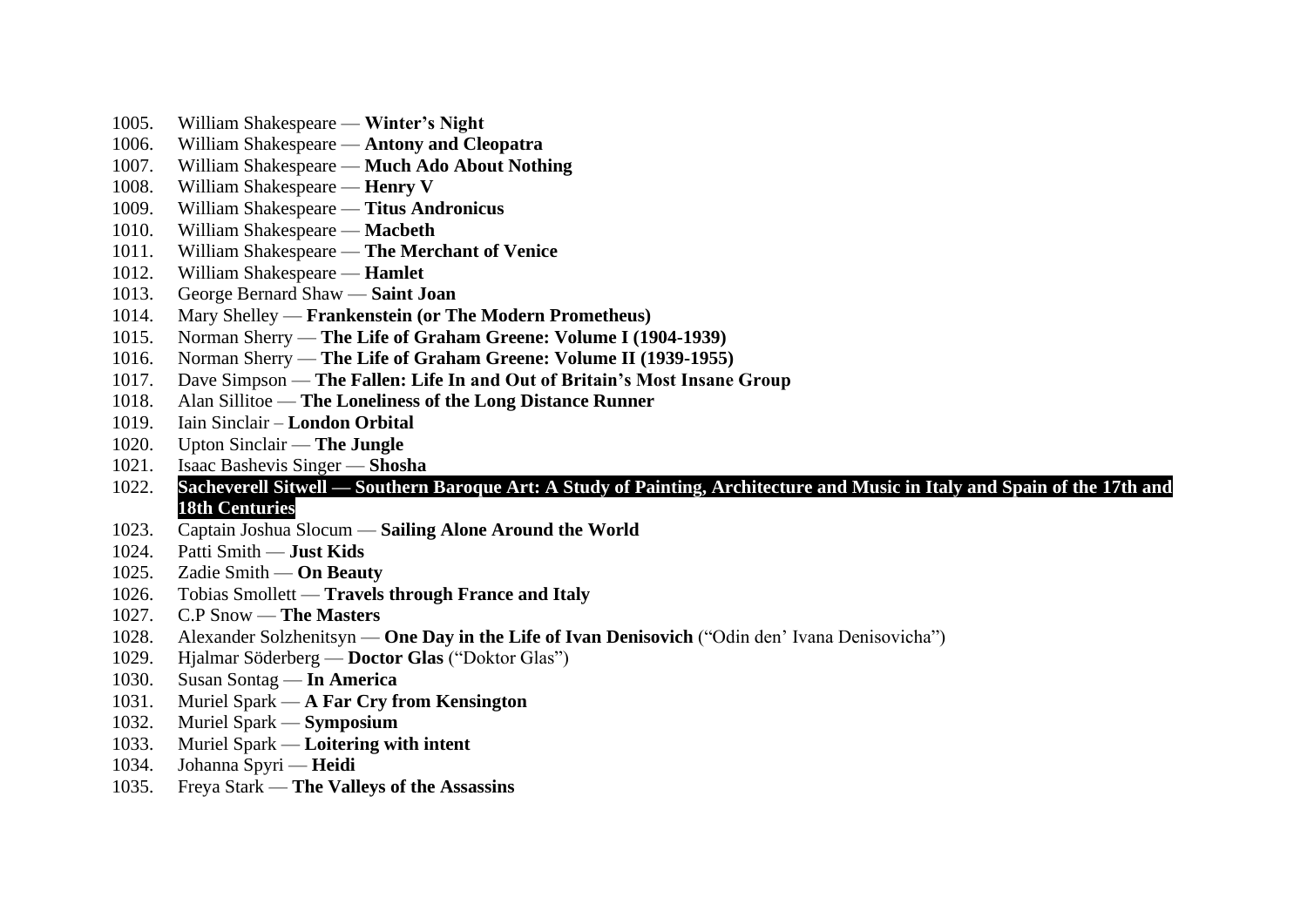1005. William Shakespeare — **Winter's Night**
1006. William Shakespeare — **Antony and Cleopatra**
1007. William Shakespeare — **Much Ado About Nothing**
1008. William Shakespeare — **Henry V**
1009. William Shakespeare — **Titus Andronicus**
1010. William Shakespeare — **Macbeth**
1011. William Shakespeare — **The Merchant of Venice**
1012. William Shakespeare — **Hamlet**
1013. George Bernard Shaw — **Saint Joan**
1014. Mary Shelley — **Frankenstein (or The Modern Prometheus)**
1015. Norman Sherry — **The Life of Graham Greene: Volume I (1904-1939)**
1016. Norman Sherry — **The Life of Graham Greene: Volume II (1939-1955)**
1017. Dave Simpson — **The Fallen: Life In and Out of Britain's Most Insane Group**
1018. Alan Sillitoe — **The Loneliness of the Long Distance Runner**
1019. Iain Sinclair – **London Orbital**
1020. Upton Sinclair — **The Jungle**
1021. Isaac Bashevis Singer — **Shosha**
1022. **Sacheverell Sitwell — Southern Baroque Art: A Study of Painting, Architecture and Music in Italy and Spain of the 17th and 18th Centuries**
1023. Captain Joshua Slocum — **Sailing Alone Around the World**
1024. Patti Smith — **Just Kids**
1025. Zadie Smith — **On Beauty**
1026. Tobias Smollett — **Travels through France and Italy**
1027. C.P Snow — **The Masters**
1028. Alexander Solzhenitsyn — **One Day in the Life of Ivan Denisovich** ("Odin den' Ivana Denisovicha")
1029. Hjalmar Söderberg — **Doctor Glas** ("Doktor Glas")
1030. Susan Sontag — **In America**
1031. Muriel Spark — **A Far Cry from Kensington**
1032. Muriel Spark — **Symposium**
1033. Muriel Spark — **Loitering with intent**
1034. Johanna Spyri — **Heidi**
1035. Freya Stark — **The Valleys of the Assassins**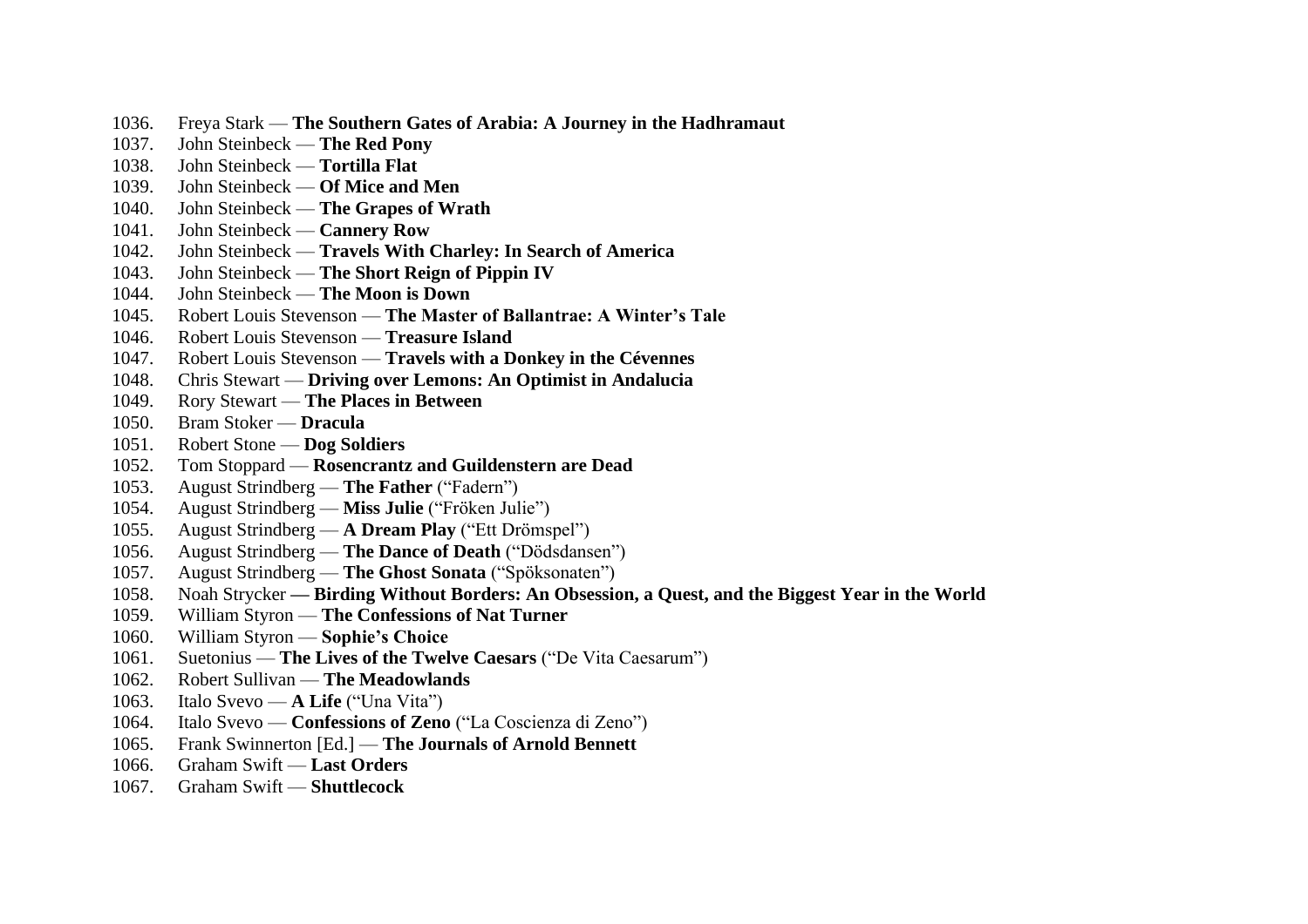1036. Freya Stark — **The Southern Gates of Arabia: A Journey in the Hadhramaut**
1037. John Steinbeck — **The Red Pony**
1038. John Steinbeck — **Tortilla Flat**
1039. John Steinbeck — **Of Mice and Men**
1040. John Steinbeck — **The Grapes of Wrath**
1041. John Steinbeck — **Cannery Row**
1042. John Steinbeck — **Travels With Charley: In Search of America**
1043. John Steinbeck — **The Short Reign of Pippin IV**
1044. John Steinbeck — **The Moon is Down**
1045. Robert Louis Stevenson — **The Master of Ballantrae: A Winter's Tale**
1046. Robert Louis Stevenson — **Treasure Island**
1047. Robert Louis Stevenson — **Travels with a Donkey in the Cévennes**
1048. Chris Stewart — **Driving over Lemons: An Optimist in Andalucia**
1049. Rory Stewart — **The Places in Between**
1050. Bram Stoker — **Dracula**
1051. Robert Stone — **Dog Soldiers**
1052. Tom Stoppard — **Rosencrantz and Guildenstern are Dead**
1053. August Strindberg — **The Father** ("Fadern")
1054. August Strindberg — **Miss Julie** ("Fröken Julie")
1055. August Strindberg — **A Dream Play** ("Ett Drömspel")
1056. August Strindberg — **The Dance of Death** ("Dödsdansen")
1057. August Strindberg — **The Ghost Sonata** ("Spöksonaten")
1058. Noah Strycker **— Birding Without Borders: An Obsession, a Quest, and the Biggest Year in the World**
1059. William Styron — **The Confessions of Nat Turner**
1060. William Styron — **Sophie's Choice**
1061. Suetonius — **The Lives of the Twelve Caesars** ("De Vita Caesarum")
1062. Robert Sullivan — **The Meadowlands**
1063. Italo Svevo — **A Life** ("Una Vita")
1064. Italo Svevo — **Confessions of Zeno** ("La Coscienza di Zeno")
1065. Frank Swinnerton [Ed.] — **The Journals of Arnold Bennett**
1066. Graham Swift — **Last Orders**
1067. Graham Swift — **Shuttlecock**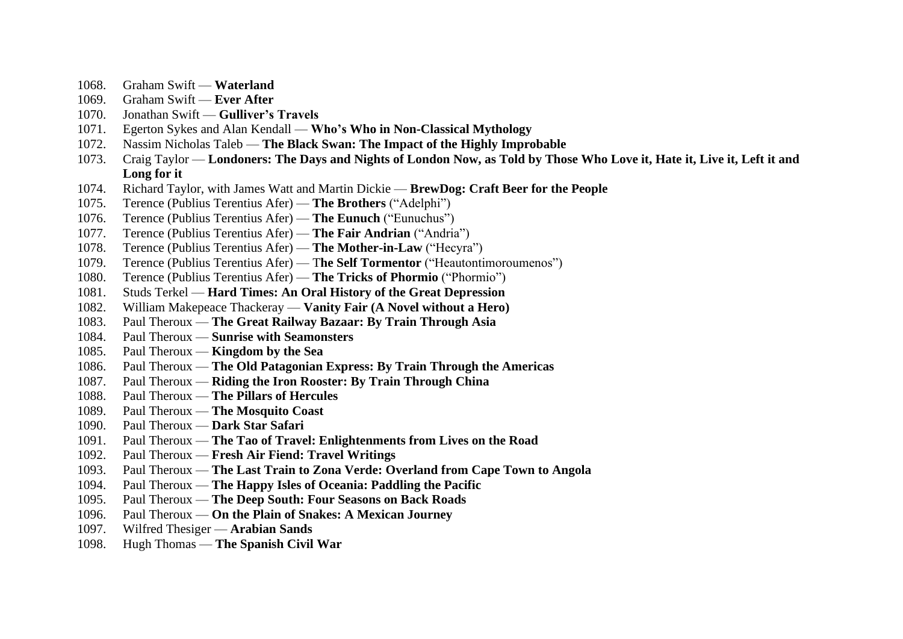1068. Graham Swift — **Waterland**
1069. Graham Swift — **Ever After**
1070. Jonathan Swift — **Gulliver's Travels**
1071. Egerton Sykes and Alan Kendall — **Who's Who in Non-Classical Mythology**
1072. Nassim Nicholas Taleb — **The Black Swan: The Impact of the Highly Improbable**
1073. Craig Taylor — **Londoners: The Days and Nights of London Now, as Told by Those Who Love it, Hate it, Live it, Left it and Long for it**
1074. Richard Taylor, with James Watt and Martin Dickie — **BrewDog: Craft Beer for the People**
1075. Terence (Publius Terentius Afer) — **The Brothers** ("Adelphi")
1076. Terence (Publius Terentius Afer) — **The Eunuch** ("Eunuchus")
1077. Terence (Publius Terentius Afer) — **The Fair Andrian** ("Andria")
1078. Terence (Publius Terentius Afer) — **The Mother-in-Law** ("Hecyra")
1079. Terence (Publius Terentius Afer) — **The Self Tormentor** ("Heautontimoroumenos")
1080. Terence (Publius Terentius Afer) — **The Tricks of Phormio** ("Phormio")
1081. Studs Terkel — **Hard Times: An Oral History of the Great Depression**
1082. William Makepeace Thackeray — **Vanity Fair (A Novel without a Hero)**
1083. Paul Theroux — **The Great Railway Bazaar: By Train Through Asia**
1084. Paul Theroux — **Sunrise with Seamonsters**
1085. Paul Theroux — **Kingdom by the Sea**
1086. Paul Theroux — **The Old Patagonian Express: By Train Through the Americas**
1087. Paul Theroux — **Riding the Iron Rooster: By Train Through China**
1088. Paul Theroux — **The Pillars of Hercules**
1089. Paul Theroux — **The Mosquito Coast**
1090. Paul Theroux — **Dark Star Safari**
1091. Paul Theroux — **The Tao of Travel: Enlightenments from Lives on the Road**
1092. Paul Theroux — **Fresh Air Fiend: Travel Writings**
1093. Paul Theroux — **The Last Train to Zona Verde: Overland from Cape Town to Angola**
1094. Paul Theroux — **The Happy Isles of Oceania: Paddling the Pacific**
1095. Paul Theroux — **The Deep South: Four Seasons on Back Roads**
1096. Paul Theroux — **On the Plain of Snakes: A Mexican Journey**
1097. Wilfred Thesiger — **Arabian Sands**
1098. Hugh Thomas — **The Spanish Civil War**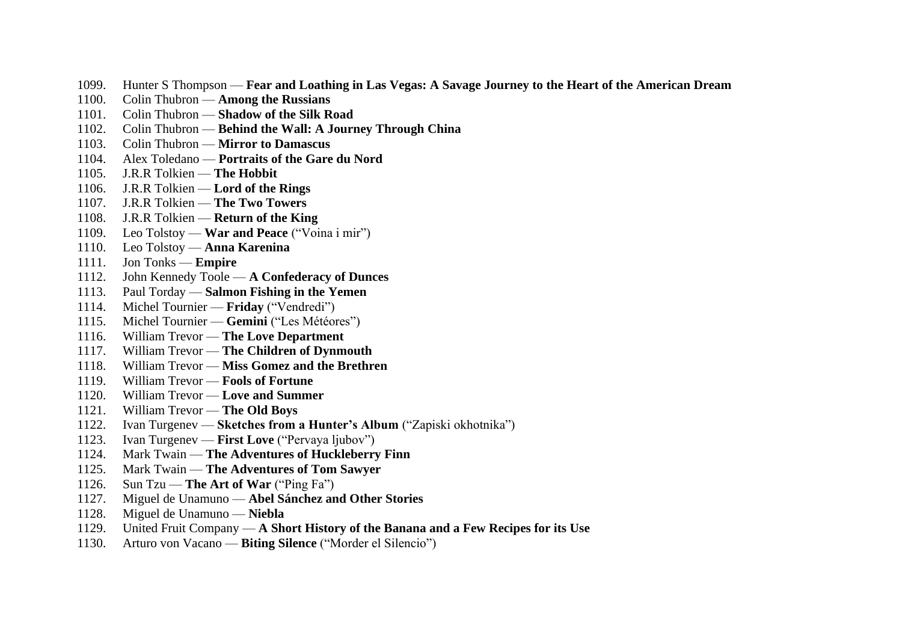1099. Hunter S Thompson — **Fear and Loathing in Las Vegas: A Savage Journey to the Heart of the American Dream**
1100. Colin Thubron — **Among the Russians**
1101. Colin Thubron — **Shadow of the Silk Road**
1102. Colin Thubron — **Behind the Wall: A Journey Through China**
1103. Colin Thubron — **Mirror to Damascus**
1104. Alex Toledano — **Portraits of the Gare du Nord**
1105. J.R.R Tolkien — **The Hobbit**
1106. J.R.R Tolkien — **Lord of the Rings**
1107. J.R.R Tolkien — **The Two Towers**
1108. J.R.R Tolkien — **Return of the King**
1109. Leo Tolstoy — **War and Peace** ("Voina i mir")
1110. Leo Tolstoy — **Anna Karenina**
1111. Jon Tonks — **Empire**
1112. John Kennedy Toole — **A Confederacy of Dunces**
1113. Paul Torday — **Salmon Fishing in the Yemen**
1114. Michel Tournier — **Friday** ("Vendredi")
1115. Michel Tournier — **Gemini** ("Les Météores")
1116. William Trevor — **The Love Department**
1117. William Trevor — **The Children of Dynmouth**
1118. William Trevor — **Miss Gomez and the Brethren**
1119. William Trevor — **Fools of Fortune**
1120. William Trevor — **Love and Summer**
1121. William Trevor — **The Old Boys**
1122. Ivan Turgenev — **Sketches from a Hunter's Album** ("Zapiski okhotnika")
1123. Ivan Turgenev — **First Love** ("Pervaya ljubov")
1124. Mark Twain — **The Adventures of Huckleberry Finn**
1125. Mark Twain — **The Adventures of Tom Sawyer**
1126. Sun Tzu — **The Art of War** ("Ping Fa")
1127. Miguel de Unamuno — **Abel Sánchez and Other Stories**
1128. Miguel de Unamuno — **Niebla**
1129. United Fruit Company — **A Short History of the Banana and a Few Recipes for its Use**
1130. Arturo von Vacano — **Biting Silence** ("Morder el Silencio")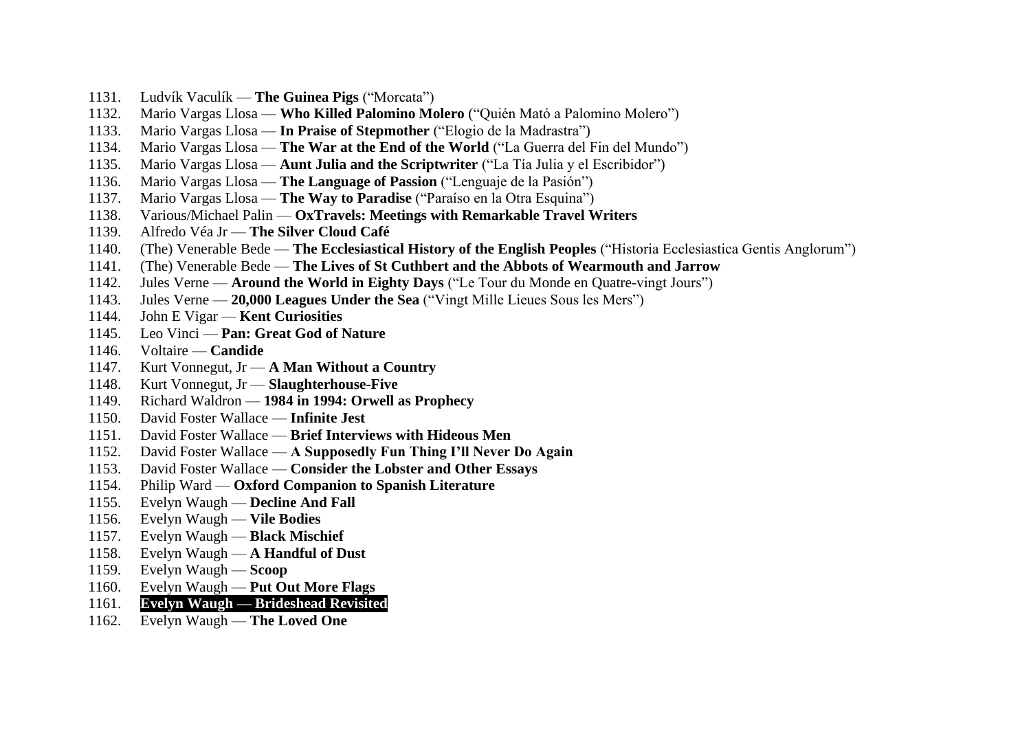1131. Ludvík Vaculík — **The Guinea Pigs** (“Morcata”)
1132. Mario Vargas Llosa — **Who Killed Palomino Molero** (“Quién Mató a Palomino Molero”)
1133. Mario Vargas Llosa — **In Praise of Stepmother** (“Elogio de la Madrastra”)
1134. Mario Vargas Llosa — **The War at the End of the World** (“La Guerra del Fin del Mundo”)
1135. Mario Vargas Llosa — **Aunt Julia and the Scriptwriter** (“La Tía Julia y el Escribidor”)
1136. Mario Vargas Llosa — **The Language of Passion** (“Lenguaje de la Pasión”)
1137. Mario Vargas Llosa — **The Way to Paradise** (“Paraíso en la Otra Esquina”)
1138. Various/Michael Palin — **OxTravels: Meetings with Remarkable Travel Writers**
1139. Alfredo Véa Jr — **The Silver Cloud Café**
1140. (The) Venerable Bede — **The Ecclesiastical History of the English Peoples** (“Historia Ecclesiastica Gentis Anglorum”)
1141. (The) Venerable Bede — **The Lives of St Cuthbert and the Abbots of Wearmouth and Jarrow**
1142. Jules Verne — **Around the World in Eighty Days** (“Le Tour du Monde en Quatre-vingt Jours”)
1143. Jules Verne — **20,000 Leagues Under the Sea** (“Vingt Mille Lieues Sous les Mers”)
1144. John E Vigar — **Kent Curiosities**
1145. Leo Vinci — **Pan: Great God of Nature**
1146. Voltaire — **Candide**
1147. Kurt Vonnegut, Jr — **A Man Without a Country**
1148. Kurt Vonnegut, Jr — **Slaughterhouse-Five**
1149. Richard Waldron — **1984 in 1994: Orwell as Prophecy**
1150. David Foster Wallace — **Infinite Jest**
1151. David Foster Wallace — **Brief Interviews with Hideous Men**
1152. David Foster Wallace — **A Supposedly Fun Thing I’ll Never Do Again**
1153. David Foster Wallace — **Consider the Lobster and Other Essays**
1154. Philip Ward — **Oxford Companion to Spanish Literature**
1155. Evelyn Waugh — **Decline And Fall**
1156. Evelyn Waugh — **Vile Bodies**
1157. Evelyn Waugh — **Black Mischief**
1158. Evelyn Waugh — **A Handful of Dust**
1159. Evelyn Waugh — **Scoop**
1160. Evelyn Waugh — **Put Out More Flags**
1161. **Evelyn Waugh — Brideshead Revisited**
1162. Evelyn Waugh — **The Loved One**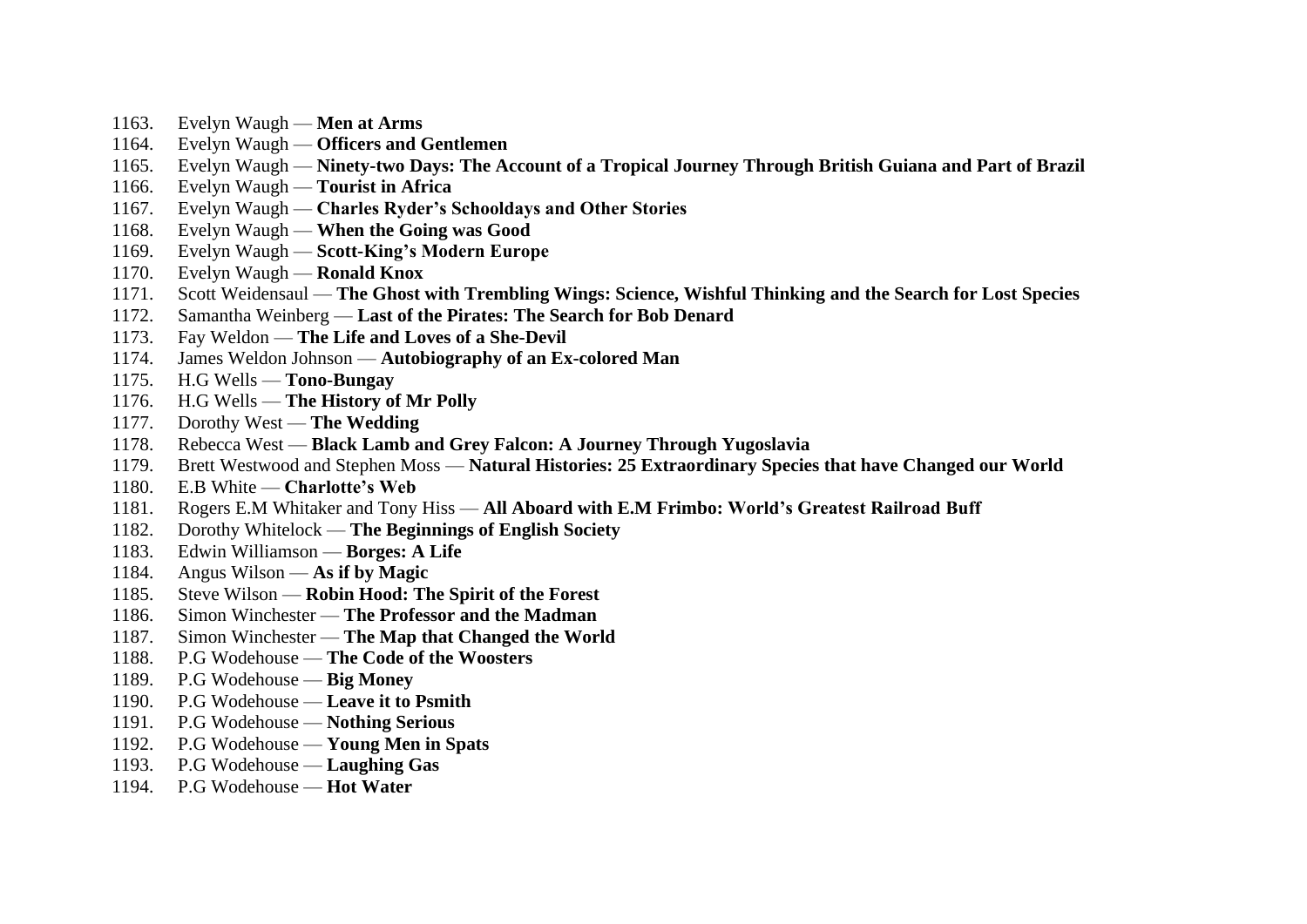1163. Evelyn Waugh — **Men at Arms**
1164. Evelyn Waugh — **Officers and Gentlemen**
1165. Evelyn Waugh — **Ninety-two Days: The Account of a Tropical Journey Through British Guiana and Part of Brazil**
1166. Evelyn Waugh — **Tourist in Africa**
1167. Evelyn Waugh — **Charles Ryder's Schooldays and Other Stories**
1168. Evelyn Waugh — **When the Going was Good**
1169. Evelyn Waugh — **Scott-King's Modern Europe**
1170. Evelyn Waugh — **Ronald Knox**
1171. Scott Weidensaul — **The Ghost with Trembling Wings: Science, Wishful Thinking and the Search for Lost Species**
1172. Samantha Weinberg — **Last of the Pirates: The Search for Bob Denard**
1173. Fay Weldon — **The Life and Loves of a She-Devil**
1174. James Weldon Johnson — **Autobiography of an Ex-colored Man**
1175. H.G Wells — **Tono-Bungay**
1176. H.G Wells — **The History of Mr Polly**
1177. Dorothy West — **The Wedding**
1178. Rebecca West — **Black Lamb and Grey Falcon: A Journey Through Yugoslavia**
1179. Brett Westwood and Stephen Moss — **Natural Histories: 25 Extraordinary Species that have Changed our World**
1180. E.B White — **Charlotte's Web**
1181. Rogers E.M Whitaker and Tony Hiss — **All Aboard with E.M Frimbo: World's Greatest Railroad Buff**
1182. Dorothy Whitelock — **The Beginnings of English Society**
1183. Edwin Williamson — **Borges: A Life**
1184. Angus Wilson — **As if by Magic**
1185. Steve Wilson — **Robin Hood: The Spirit of the Forest**
1186. Simon Winchester — **The Professor and the Madman**
1187. Simon Winchester — **The Map that Changed the World**
1188. P.G Wodehouse — **The Code of the Woosters**
1189. P.G Wodehouse — **Big Money**
1190. P.G Wodehouse — **Leave it to Psmith**
1191. P.G Wodehouse — **Nothing Serious**
1192. P.G Wodehouse — **Young Men in Spats**
1193. P.G Wodehouse — **Laughing Gas**
1194. P.G Wodehouse — **Hot Water**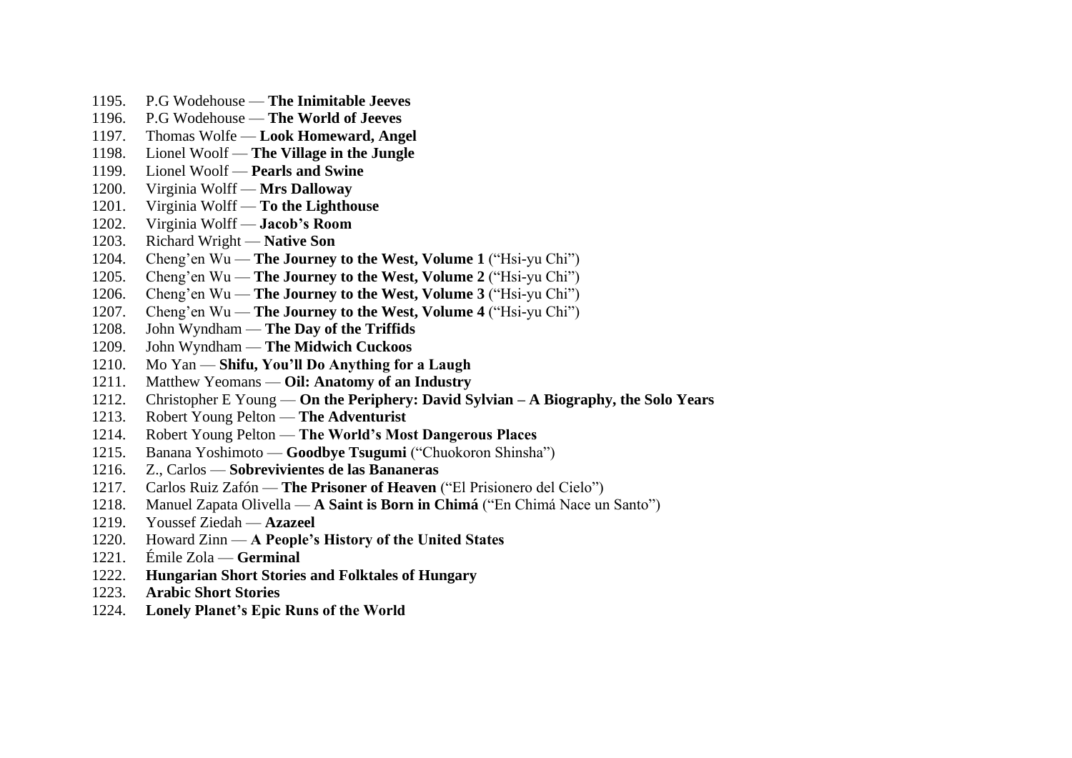1195. P.G Wodehouse — **The Inimitable Jeeves**
1196. P.G Wodehouse — **The World of Jeeves**
1197. Thomas Wolfe — **Look Homeward, Angel**
1198. Lionel Woolf — **The Village in the Jungle**
1199. Lionel Woolf — **Pearls and Swine**
1200. Virginia Wolff — **Mrs Dalloway**
1201. Virginia Wolff — **To the Lighthouse**
1202. Virginia Wolff — **Jacob's Room**
1203. Richard Wright — **Native Son**
1204. Cheng'en Wu — **The Journey to the West, Volume 1** ("Hsi-yu Chi")
1205. Cheng'en Wu — **The Journey to the West, Volume 2** ("Hsi-yu Chi")
1206. Cheng'en Wu — **The Journey to the West, Volume 3** ("Hsi-yu Chi")
1207. Cheng'en Wu — **The Journey to the West, Volume 4** ("Hsi-yu Chi")
1208. John Wyndham — **The Day of the Triffids**
1209. John Wyndham — **The Midwich Cuckoos**
1210. Mo Yan — **Shifu, You'll Do Anything for a Laugh**
1211. Matthew Yeomans — **Oil: Anatomy of an Industry**
1212. Christopher E Young — **On the Periphery: David Sylvian – A Biography, the Solo Years**
1213. Robert Young Pelton — **The Adventurist**
1214. Robert Young Pelton — **The World's Most Dangerous Places**
1215. Banana Yoshimoto — **Goodbye Tsugumi** ("Chuokoron Shinsha")
1216. Z., Carlos — **Sobrevivientes de las Bananeras**
1217. Carlos Ruiz Zafón — **The Prisoner of Heaven** ("El Prisionero del Cielo")
1218. Manuel Zapata Olivella — **A Saint is Born in Chimá** ("En Chimá Nace un Santo")
1219. Youssef Ziedah — **Azazeel**
1220. Howard Zinn — **A People's History of the United States**
1221. Émile Zola — **Germinal**
1222. **Hungarian Short Stories and Folktales of Hungary**
1223. **Arabic Short Stories**
1224. **Lonely Planet's Epic Runs of the World**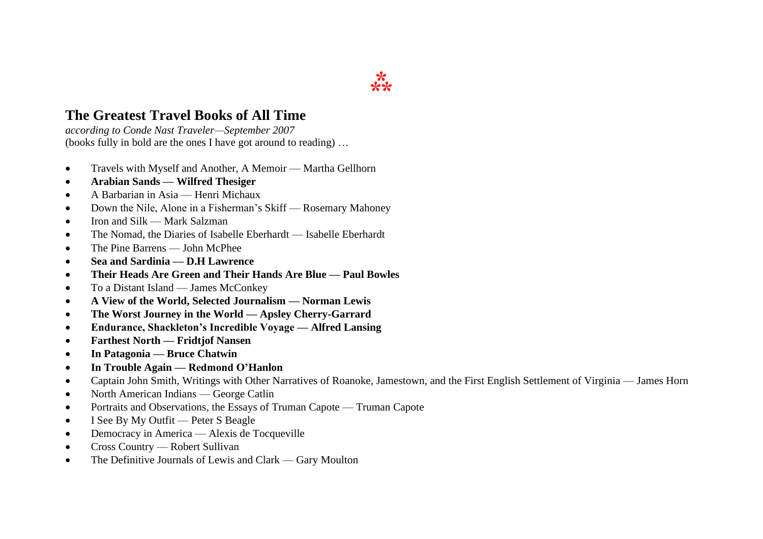⁂

## The Greatest Travel Books of All Time

*according to Conde Nast Traveler—September 2007*
(books fully in bold are the ones I have got around to reading) …

- Travels with Myself and Another, A Memoir — Martha Gellhorn
- **Arabian Sands — Wilfred Thesiger**
- A Barbarian in Asia — Henri Michaux
- Down the Nile, Alone in a Fisherman's Skiff — Rosemary Mahoney
- Iron and Silk — Mark Salzman
- The Nomad, the Diaries of Isabelle Eberhardt — Isabelle Eberhardt
- The Pine Barrens — John McPhee
- **Sea and Sardinia — D.H Lawrence**
- **Their Heads Are Green and Their Hands Are Blue — Paul Bowles**
- To a Distant Island — James McConkey
- **A View of the World, Selected Journalism — Norman Lewis**
- **The Worst Journey in the World — Apsley Cherry-Garrard**
- **Endurance, Shackleton's Incredible Voyage — Alfred Lansing**
- **Farthest North — Fridtjof Nansen**
- **In Patagonia — Bruce Chatwin**
- **In Trouble Again — Redmond O'Hanlon**
- Captain John Smith, Writings with Other Narratives of Roanoke, Jamestown, and the First English Settlement of Virginia — James Horn
- North American Indians — George Catlin
- Portraits and Observations, the Essays of Truman Capote — Truman Capote
- I See By My Outfit — Peter S Beagle
- Democracy in America — Alexis de Tocqueville
- Cross Country — Robert Sullivan
- The Definitive Journals of Lewis and Clark — Gary Moulton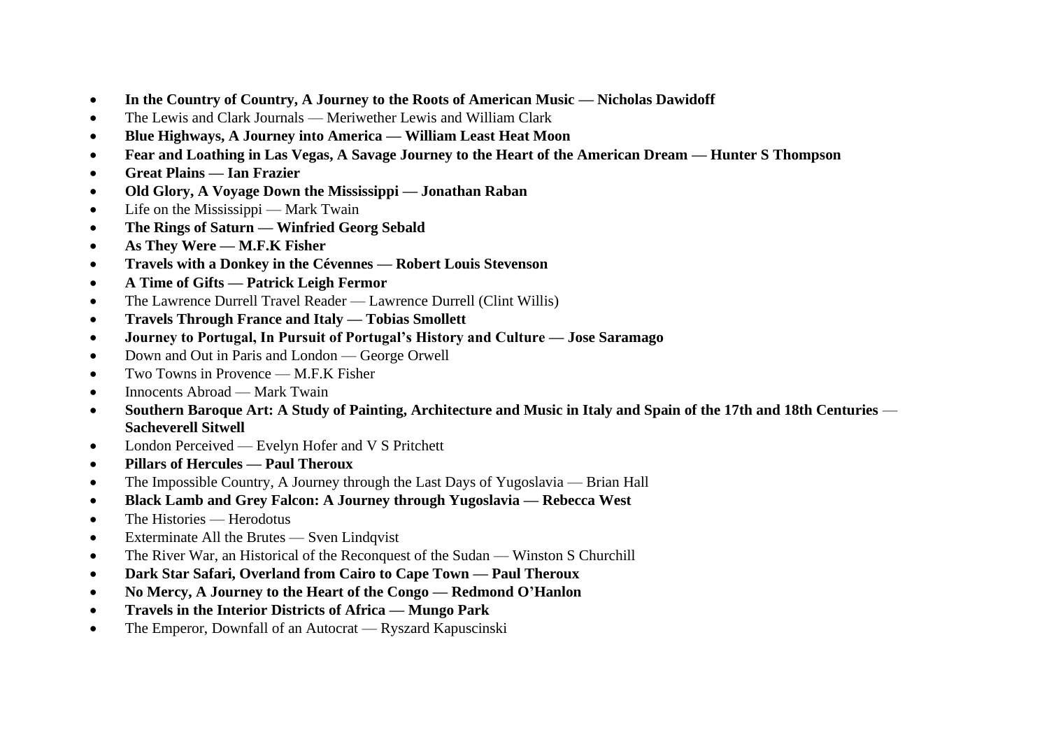- **In the Country of Country, A Journey to the Roots of American Music — Nicholas Dawidoff**
- The Lewis and Clark Journals — Meriwether Lewis and William Clark
- **Blue Highways, A Journey into America — William Least Heat Moon**
- **Fear and Loathing in Las Vegas, A Savage Journey to the Heart of the American Dream — Hunter S Thompson**
- **Great Plains — Ian Frazier**
- **Old Glory, A Voyage Down the Mississippi — Jonathan Raban**
- Life on the Mississippi — Mark Twain
- **The Rings of Saturn — Winfried Georg Sebald**
- **As They Were — M.F.K Fisher**
- **Travels with a Donkey in the Cévennes — Robert Louis Stevenson**
- **A Time of Gifts — Patrick Leigh Fermor**
- The Lawrence Durrell Travel Reader — Lawrence Durrell (Clint Willis)
- **Travels Through France and Italy — Tobias Smollett**
- **Journey to Portugal, In Pursuit of Portugal's History and Culture — Jose Saramago**
- Down and Out in Paris and London — George Orwell
- Two Towns in Provence — M.F.K Fisher
- Innocents Abroad — Mark Twain
- **Southern Baroque Art: A Study of Painting, Architecture and Music in Italy and Spain of the 17th and 18th Centuries** — **Sacheverell Sitwell**
- London Perceived — Evelyn Hofer and V S Pritchett
- **Pillars of Hercules — Paul Theroux**
- The Impossible Country, A Journey through the Last Days of Yugoslavia — Brian Hall
- **Black Lamb and Grey Falcon: A Journey through Yugoslavia — Rebecca West**
- The Histories — Herodotus
- Exterminate All the Brutes — Sven Lindqvist
- The River War, an Historical of the Reconquest of the Sudan — Winston S Churchill
- **Dark Star Safari, Overland from Cairo to Cape Town — Paul Theroux**
- **No Mercy, A Journey to the Heart of the Congo — Redmond O'Hanlon**
- **Travels in the Interior Districts of Africa — Mungo Park**
- The Emperor, Downfall of an Autocrat — Ryszard Kapuscinski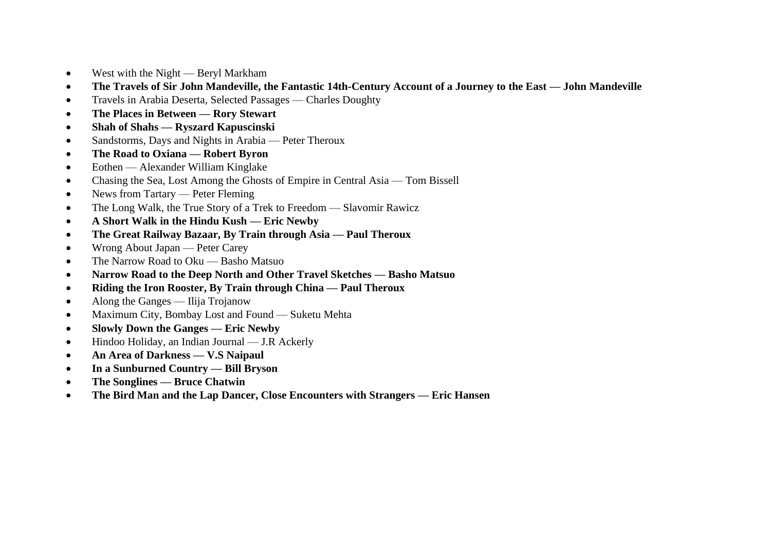- West with the Night — Beryl Markham
- **The Travels of Sir John Mandeville, the Fantastic 14th-Century Account of a Journey to the East — John Mandeville**
- Travels in Arabia Deserta, Selected Passages — Charles Doughty
- **The Places in Between — Rory Stewart**
- **Shah of Shahs — Ryszard Kapuscinski**
- Sandstorms, Days and Nights in Arabia — Peter Theroux
- **The Road to Oxiana — Robert Byron**
- Eothen — Alexander William Kinglake
- Chasing the Sea, Lost Among the Ghosts of Empire in Central Asia — Tom Bissell
- News from Tartary — Peter Fleming
- The Long Walk, the True Story of a Trek to Freedom — Slavomir Rawicz
- **A Short Walk in the Hindu Kush — Eric Newby**
- **The Great Railway Bazaar, By Train through Asia — Paul Theroux**
- Wrong About Japan — Peter Carey
- The Narrow Road to Oku — Basho Matsuo
- **Narrow Road to the Deep North and Other Travel Sketches — Basho Matsuo**
- **Riding the Iron Rooster, By Train through China — Paul Theroux**
- Along the Ganges — Ilija Trojanow
- Maximum City, Bombay Lost and Found — Suketu Mehta
- **Slowly Down the Ganges — Eric Newby**
- Hindoo Holiday, an Indian Journal — J.R Ackerly
- **An Area of Darkness — V.S Naipaul**
- **In a Sunburned Country — Bill Bryson**
- **The Songlines — Bruce Chatwin**
- **The Bird Man and the Lap Dancer, Close Encounters with Strangers — Eric Hansen**